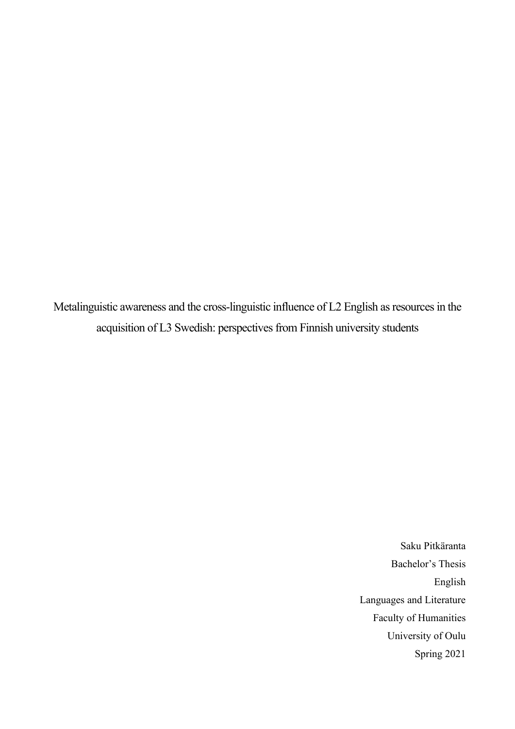# Metalinguistic awareness and the cross-linguistic influence of L2 English as resources in the acquisition of L3 Swedish: perspectives from Finnish university students

Saku Pitkäranta

Bachelor's Thesis

English

Languages and Literature

Faculty of Humanities

University of Oulu

Spring 2021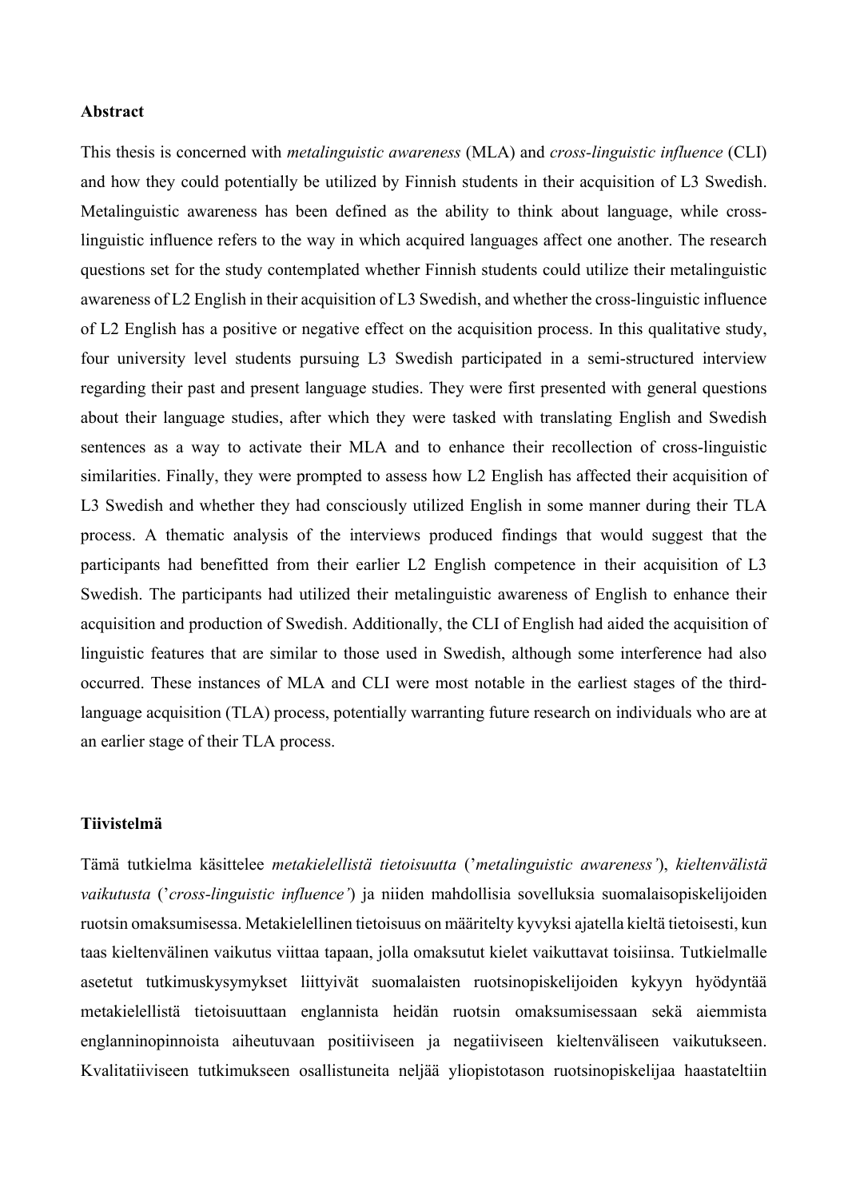**Abstract**

This thesis is concerned with *metalinguistic awareness* (MLA) and *cross-linguistic influence* (CLI) and how they could potentially be utilized by Finnish students in their acquisition of L3 Swedish. Metalinguistic awareness has been defined as the ability to think about language, while cross-linguistic influence refers to the way in which acquired languages affect one another. The research questions set for the study contemplated whether Finnish students could utilize their metalinguistic awareness of L2 English in their acquisition of L3 Swedish, and whether the cross-linguistic influence of L2 English has a positive or negative effect on the acquisition process. In this qualitative study, four university level students pursuing L3 Swedish participated in a semi-structured interview regarding their past and present language studies. They were first presented with general questions about their language studies, after which they were tasked with translating English and Swedish sentences as a way to activate their MLA and to enhance their recollection of cross-linguistic similarities. Finally, they were prompted to assess how L2 English has affected their acquisition of L3 Swedish and whether they had consciously utilized English in some manner during their TLA process. A thematic analysis of the interviews produced findings that would suggest that the participants had benefitted from their earlier L2 English competence in their acquisition of L3 Swedish. The participants had utilized their metalinguistic awareness of English to enhance their acquisition and production of Swedish. Additionally, the CLI of English had aided the acquisition of linguistic features that are similar to those used in Swedish, although some interference had also occurred. These instances of MLA and CLI were most notable in the earliest stages of the third-language acquisition (TLA) process, potentially warranting future research on individuals who are at an earlier stage of their TLA process.

**Tiivistelmä**

Tämä tutkielma käsittelee *metakielellistä tietoisuutta* (’*metalinguistic awareness’*), *kieltenvälistä vaikutusta* (’*cross-linguistic influence’*) ja niiden mahdollisia sovelluksia suomalaisopiskelijoiden ruotsin omaksumisessa. Metakielellinen tietoisuus on määritelty kyvyksi ajatella kieltä tietoisesti, kun taas kieltenvälinen vaikutus viittaa tapaan, jolla omaksutut kielet vaikuttavat toisiinsa. Tutkielmalle asetetut tutkimuskysymykset liittyivät suomalaisten ruotsinopiskelijoiden kykyyn hyödyntää metakielellistä tietoisuuttaan englannista heidän ruotsin omaksumisessaan sekä aiemmista englanninopinnoista aiheutuvaan positiiviseen ja negatiiviseen kieltenväliseen vaikutukseen. Kvalitatiiviseen tutkimukseen osallistuneita neljää yliopistotason ruotsinopiskelijaa haastateltiin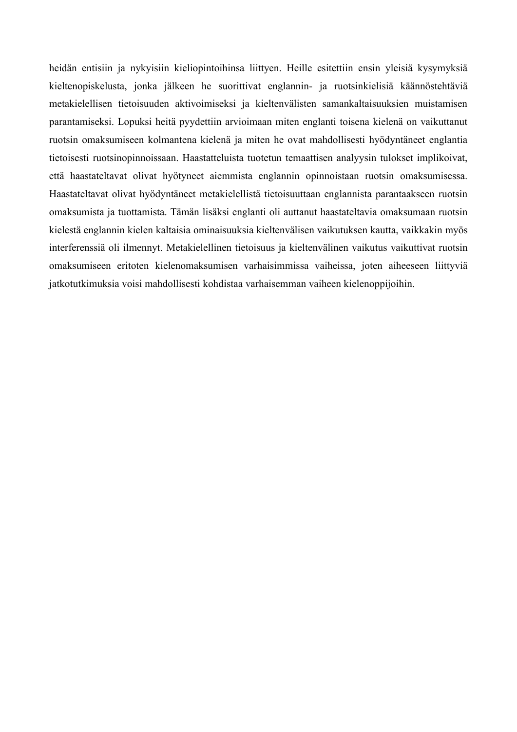heidän entisiin ja nykyisiin kieliopintoihinsa liittyen. Heille esitettiin ensin yleisiä kysymyksiä kieltenopiskelusta, jonka jälkeen he suorittivat englannin- ja ruotsinkielisiä käännöstehtäviä metakielellisen tietoisuuden aktivoimiseksi ja kieltenvälisten samankaltaisuuksien muistamisen parantamiseksi. Lopuksi heitä pyydettiin arvioimaan miten englanti toisena kielenä on vaikuttanut ruotsin omaksumiseen kolmantena kielenä ja miten he ovat mahdollisesti hyödyntäneet englantia tietoisesti ruotsinopinnoissaan. Haastatteluista tuotetun temaattisen analyysin tulokset implikoivat, että haastateltavat olivat hyötyneet aiemmista englannin opinnoistaan ruotsin omaksumisessa. Haastateltavat olivat hyödyntäneet metakielellistä tietoisuuttaan englannista parantaakseen ruotsin omaksumista ja tuottamista. Tämän lisäksi englanti oli auttanut haastateltavia omaksumaan ruotsin kielestä englannin kielen kaltaisia ominaisuuksia kieltenvälisen vaikutuksen kautta, vaikkakin myös interferenssiä oli ilmennyt. Metakielellinen tietoisuus ja kieltenvälinen vaikutus vaikuttivat ruotsin omaksumiseen eritoten kielenomaksumisen varhaisimmissa vaiheissa, joten aiheeseen liittyviä jatkotutkimuksia voisi mahdollisesti kohdistaa varhaisemman vaiheen kielenoppijoihin.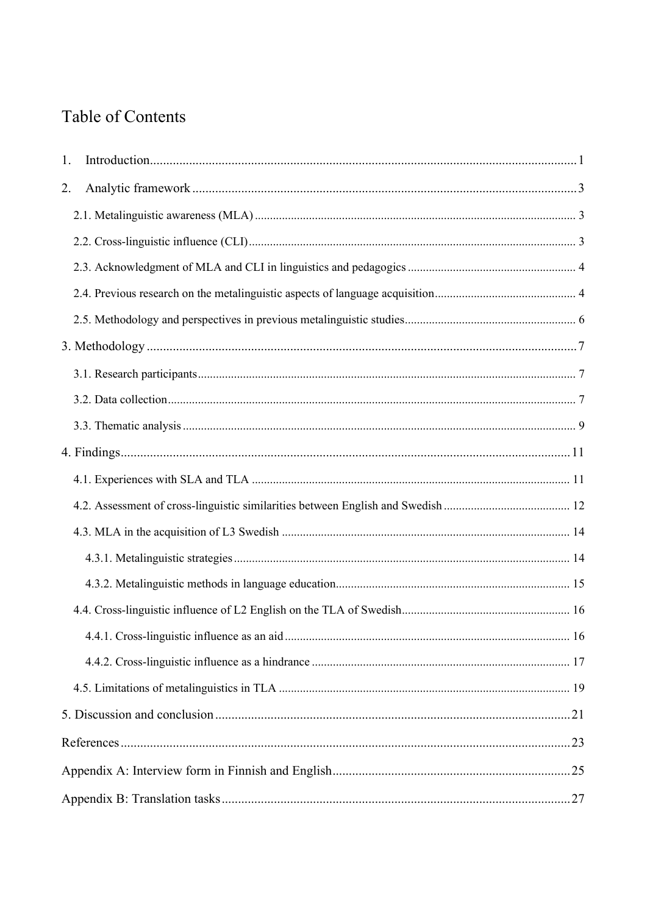# Table of Contents

1. Introduction ... 1
2. Analytic framework ... 3
   - 2.1. Metalinguistic awareness (MLA) ... 3
   - 2.2. Cross-linguistic influence (CLI) ... 3
   - 2.3. Acknowledgment of MLA and CLI in linguistics and pedagogics ... 4
   - 2.4. Previous research on the metalinguistic aspects of language acquisition ... 4
   - 2.5. Methodology and perspectives in previous metalinguistic studies ... 6
3. Methodology ... 7
   - 3.1. Research participants ... 7
   - 3.2. Data collection ... 7
   - 3.3. Thematic analysis ... 9
4. Findings ... 11
   - 4.1. Experiences with SLA and TLA ... 11
   - 4.2. Assessment of cross-linguistic similarities between English and Swedish ... 12
   - 4.3. MLA in the acquisition of L3 Swedish ... 14
     - 4.3.1. Metalinguistic strategies ... 14
     - 4.3.2. Metalinguistic methods in language education ... 15
   - 4.4. Cross-linguistic influence of L2 English on the TLA of Swedish ... 16
     - 4.4.1. Cross-linguistic influence as an aid ... 16
     - 4.4.2. Cross-linguistic influence as a hindrance ... 17
   - 4.5. Limitations of metalinguistics in TLA ... 19
5. Discussion and conclusion ... 21

References ... 23

Appendix A: Interview form in Finnish and English ... 25

Appendix B: Translation tasks ... 27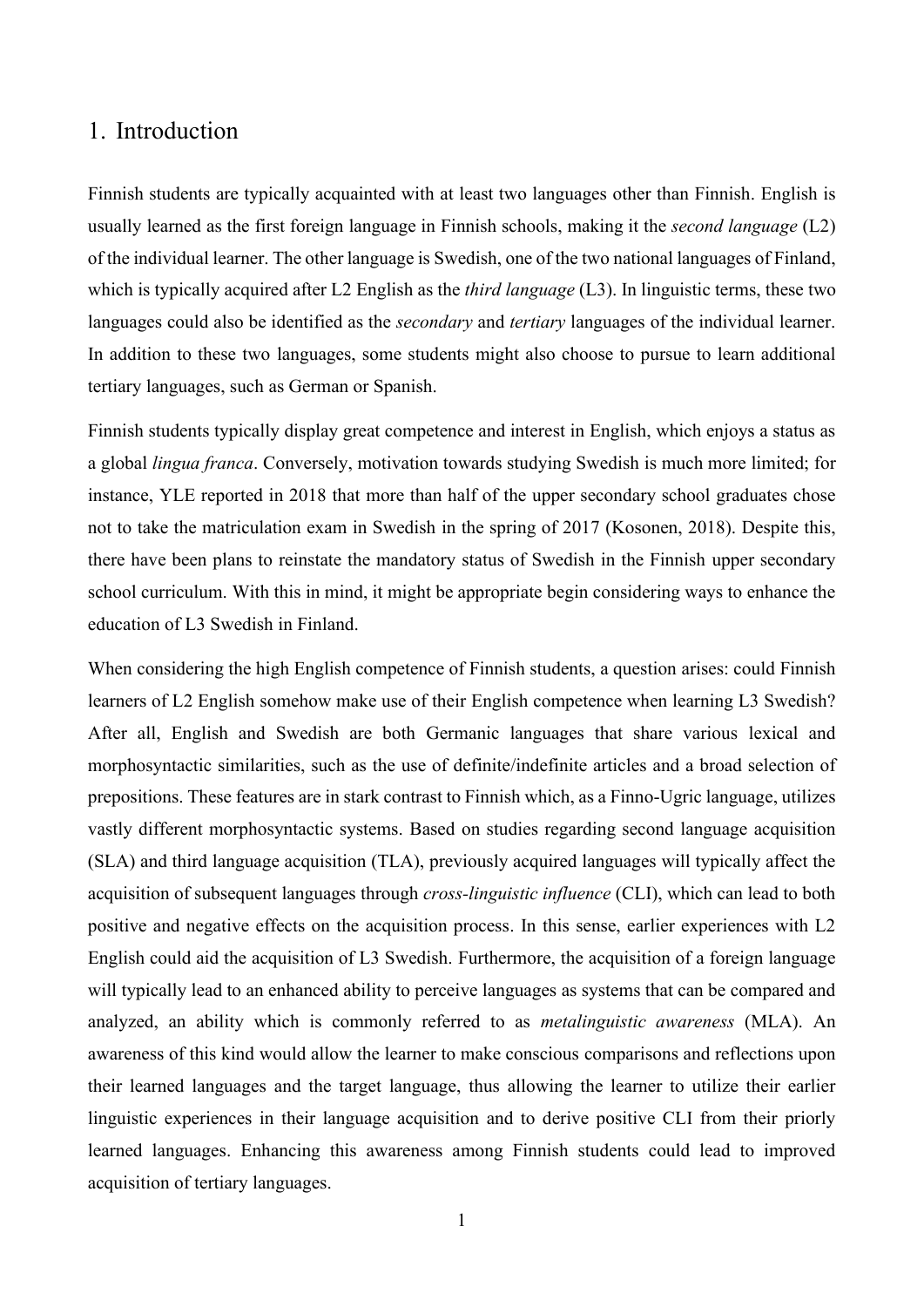# 1. Introduction

Finnish students are typically acquainted with at least two languages other than Finnish. English is usually learned as the first foreign language in Finnish schools, making it the *second language* (L2) of the individual learner. The other language is Swedish, one of the two national languages of Finland, which is typically acquired after L2 English as the *third language* (L3). In linguistic terms, these two languages could also be identified as the *secondary* and *tertiary* languages of the individual learner. In addition to these two languages, some students might also choose to pursue to learn additional tertiary languages, such as German or Spanish.

Finnish students typically display great competence and interest in English, which enjoys a status as a global *lingua franca*. Conversely, motivation towards studying Swedish is much more limited; for instance, YLE reported in 2018 that more than half of the upper secondary school graduates chose not to take the matriculation exam in Swedish in the spring of 2017 (Kosonen, 2018). Despite this, there have been plans to reinstate the mandatory status of Swedish in the Finnish upper secondary school curriculum. With this in mind, it might be appropriate begin considering ways to enhance the education of L3 Swedish in Finland.

When considering the high English competence of Finnish students, a question arises: could Finnish learners of L2 English somehow make use of their English competence when learning L3 Swedish? After all, English and Swedish are both Germanic languages that share various lexical and morphosyntactic similarities, such as the use of definite/indefinite articles and a broad selection of prepositions. These features are in stark contrast to Finnish which, as a Finno-Ugric language, utilizes vastly different morphosyntactic systems. Based on studies regarding second language acquisition (SLA) and third language acquisition (TLA), previously acquired languages will typically affect the acquisition of subsequent languages through *cross-linguistic influence* (CLI), which can lead to both positive and negative effects on the acquisition process. In this sense, earlier experiences with L2 English could aid the acquisition of L3 Swedish. Furthermore, the acquisition of a foreign language will typically lead to an enhanced ability to perceive languages as systems that can be compared and analyzed, an ability which is commonly referred to as *metalinguistic awareness* (MLA). An awareness of this kind would allow the learner to make conscious comparisons and reflections upon their learned languages and the target language, thus allowing the learner to utilize their earlier linguistic experiences in their language acquisition and to derive positive CLI from their priorly learned languages. Enhancing this awareness among Finnish students could lead to improved acquisition of tertiary languages.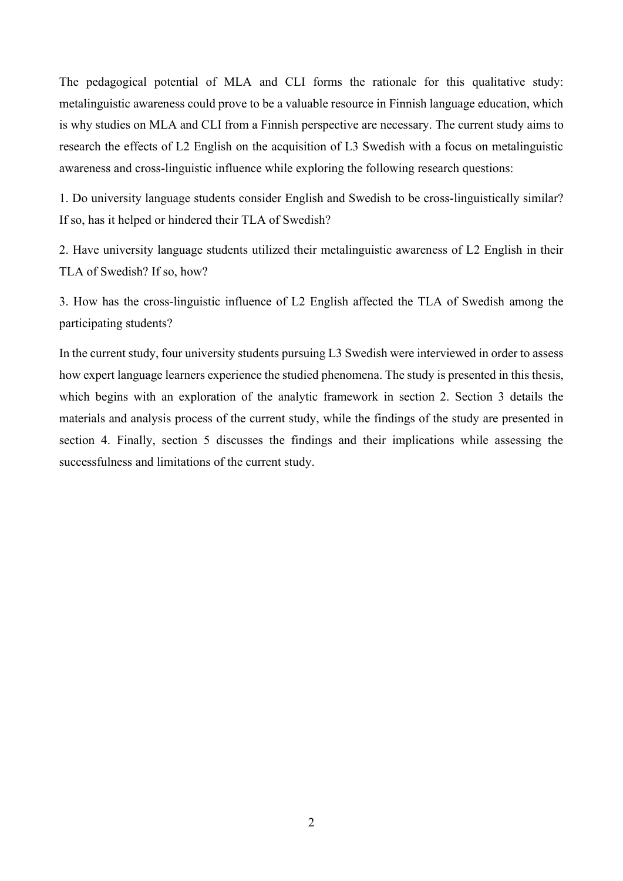The pedagogical potential of MLA and CLI forms the rationale for this qualitative study: metalinguistic awareness could prove to be a valuable resource in Finnish language education, which is why studies on MLA and CLI from a Finnish perspective are necessary. The current study aims to research the effects of L2 English on the acquisition of L3 Swedish with a focus on metalinguistic awareness and cross-linguistic influence while exploring the following research questions:

1. Do university language students consider English and Swedish to be cross-linguistically similar? If so, has it helped or hindered their TLA of Swedish?

2. Have university language students utilized their metalinguistic awareness of L2 English in their TLA of Swedish? If so, how?

3. How has the cross-linguistic influence of L2 English affected the TLA of Swedish among the participating students?

In the current study, four university students pursuing L3 Swedish were interviewed in order to assess how expert language learners experience the studied phenomena. The study is presented in this thesis, which begins with an exploration of the analytic framework in section 2. Section 3 details the materials and analysis process of the current study, while the findings of the study are presented in section 4. Finally, section 5 discusses the findings and their implications while assessing the successfulness and limitations of the current study.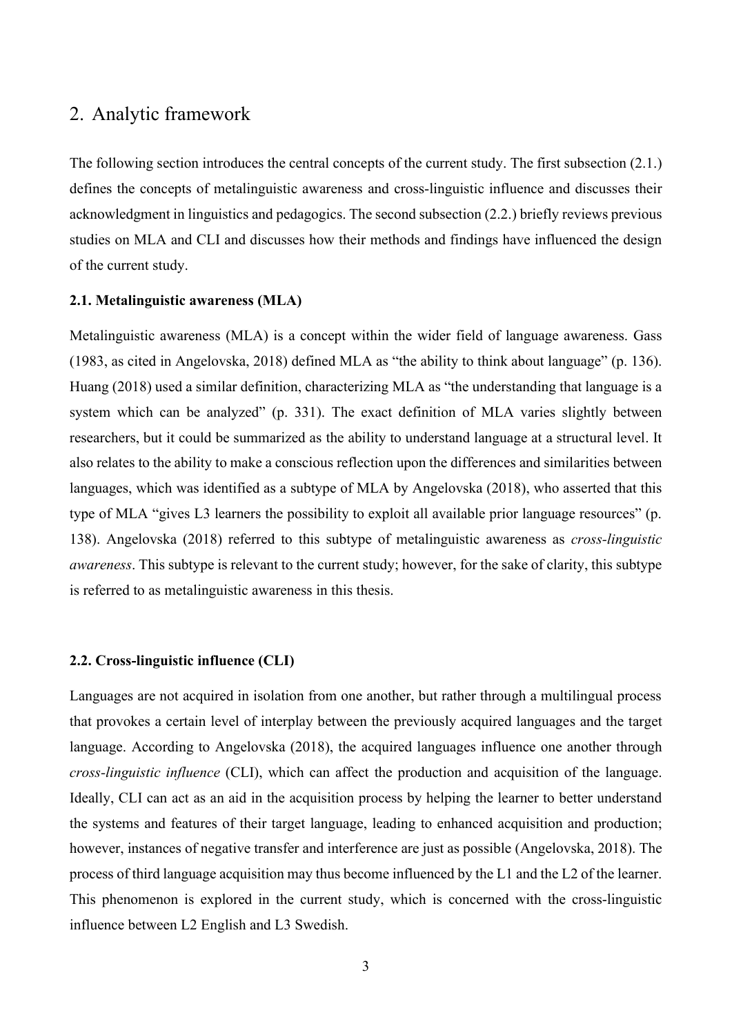## 2. Analytic framework

The following section introduces the central concepts of the current study. The first subsection (2.1.) defines the concepts of metalinguistic awareness and cross-linguistic influence and discusses their acknowledgment in linguistics and pedagogics. The second subsection (2.2.) briefly reviews previous studies on MLA and CLI and discusses how their methods and findings have influenced the design of the current study.

### 2.1. Metalinguistic awareness (MLA)

Metalinguistic awareness (MLA) is a concept within the wider field of language awareness. Gass (1983, as cited in Angelovska, 2018) defined MLA as "the ability to think about language" (p. 136). Huang (2018) used a similar definition, characterizing MLA as "the understanding that language is a system which can be analyzed" (p. 331). The exact definition of MLA varies slightly between researchers, but it could be summarized as the ability to understand language at a structural level. It also relates to the ability to make a conscious reflection upon the differences and similarities between languages, which was identified as a subtype of MLA by Angelovska (2018), who asserted that this type of MLA "gives L3 learners the possibility to exploit all available prior language resources" (p. 138). Angelovska (2018) referred to this subtype of metalinguistic awareness as *cross-linguistic awareness*. This subtype is relevant to the current study; however, for the sake of clarity, this subtype is referred to as metalinguistic awareness in this thesis.

### 2.2. Cross-linguistic influence (CLI)

Languages are not acquired in isolation from one another, but rather through a multilingual process that provokes a certain level of interplay between the previously acquired languages and the target language. According to Angelovska (2018), the acquired languages influence one another through *cross-linguistic influence* (CLI), which can affect the production and acquisition of the language. Ideally, CLI can act as an aid in the acquisition process by helping the learner to better understand the systems and features of their target language, leading to enhanced acquisition and production; however, instances of negative transfer and interference are just as possible (Angelovska, 2018). The process of third language acquisition may thus become influenced by the L1 and the L2 of the learner. This phenomenon is explored in the current study, which is concerned with the cross-linguistic influence between L2 English and L3 Swedish.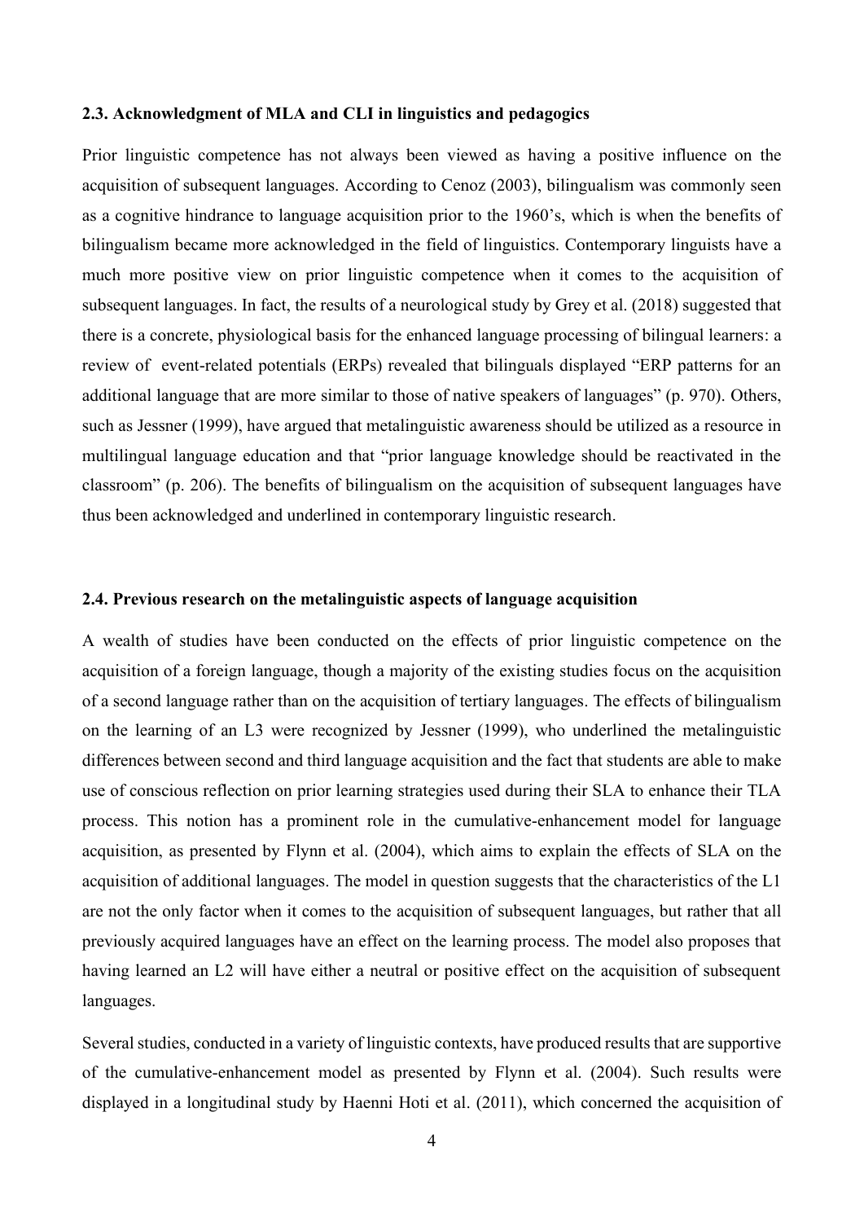### 2.3. Acknowledgment of MLA and CLI in linguistics and pedagogics

Prior linguistic competence has not always been viewed as having a positive influence on the acquisition of subsequent languages. According to Cenoz (2003), bilingualism was commonly seen as a cognitive hindrance to language acquisition prior to the 1960's, which is when the benefits of bilingualism became more acknowledged in the field of linguistics. Contemporary linguists have a much more positive view on prior linguistic competence when it comes to the acquisition of subsequent languages. In fact, the results of a neurological study by Grey et al. (2018) suggested that there is a concrete, physiological basis for the enhanced language processing of bilingual learners: a review of event-related potentials (ERPs) revealed that bilinguals displayed "ERP patterns for an additional language that are more similar to those of native speakers of languages" (p. 970). Others, such as Jessner (1999), have argued that metalinguistic awareness should be utilized as a resource in multilingual language education and that "prior language knowledge should be reactivated in the classroom" (p. 206). The benefits of bilingualism on the acquisition of subsequent languages have thus been acknowledged and underlined in contemporary linguistic research.

### 2.4. Previous research on the metalinguistic aspects of language acquisition

A wealth of studies have been conducted on the effects of prior linguistic competence on the acquisition of a foreign language, though a majority of the existing studies focus on the acquisition of a second language rather than on the acquisition of tertiary languages. The effects of bilingualism on the learning of an L3 were recognized by Jessner (1999), who underlined the metalinguistic differences between second and third language acquisition and the fact that students are able to make use of conscious reflection on prior learning strategies used during their SLA to enhance their TLA process. This notion has a prominent role in the cumulative-enhancement model for language acquisition, as presented by Flynn et al. (2004), which aims to explain the effects of SLA on the acquisition of additional languages. The model in question suggests that the characteristics of the L1 are not the only factor when it comes to the acquisition of subsequent languages, but rather that all previously acquired languages have an effect on the learning process. The model also proposes that having learned an L2 will have either a neutral or positive effect on the acquisition of subsequent languages.

Several studies, conducted in a variety of linguistic contexts, have produced results that are supportive of the cumulative-enhancement model as presented by Flynn et al. (2004). Such results were displayed in a longitudinal study by Haenni Hoti et al. (2011), which concerned the acquisition of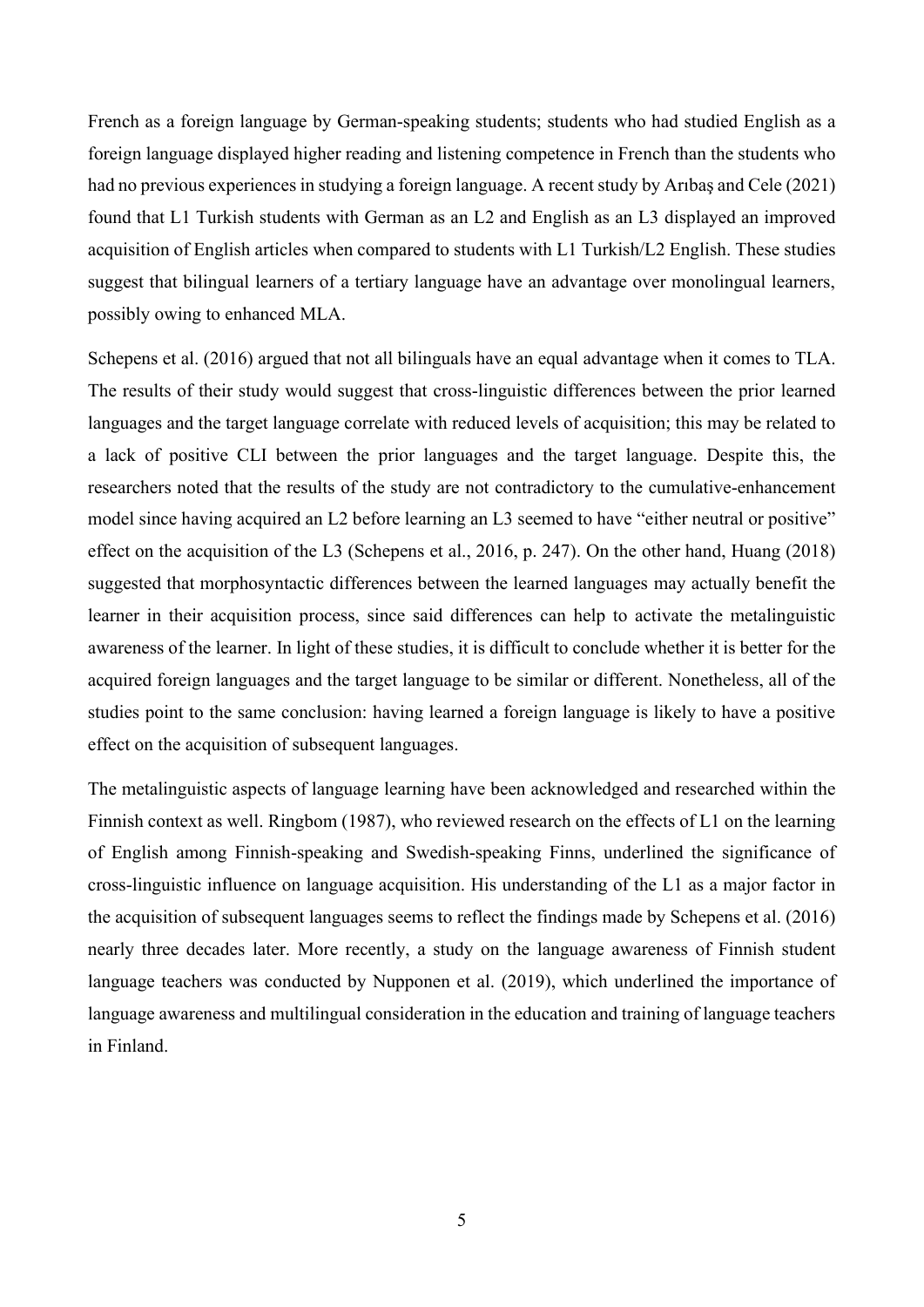French as a foreign language by German-speaking students; students who had studied English as a foreign language displayed higher reading and listening competence in French than the students who had no previous experiences in studying a foreign language. A recent study by Arıbaş and Cele (2021) found that L1 Turkish students with German as an L2 and English as an L3 displayed an improved acquisition of English articles when compared to students with L1 Turkish/L2 English. These studies suggest that bilingual learners of a tertiary language have an advantage over monolingual learners, possibly owing to enhanced MLA.

Schepens et al. (2016) argued that not all bilinguals have an equal advantage when it comes to TLA. The results of their study would suggest that cross-linguistic differences between the prior learned languages and the target language correlate with reduced levels of acquisition; this may be related to a lack of positive CLI between the prior languages and the target language. Despite this, the researchers noted that the results of the study are not contradictory to the cumulative-enhancement model since having acquired an L2 before learning an L3 seemed to have "either neutral or positive" effect on the acquisition of the L3 (Schepens et al., 2016, p. 247). On the other hand, Huang (2018) suggested that morphosyntactic differences between the learned languages may actually benefit the learner in their acquisition process, since said differences can help to activate the metalinguistic awareness of the learner. In light of these studies, it is difficult to conclude whether it is better for the acquired foreign languages and the target language to be similar or different. Nonetheless, all of the studies point to the same conclusion: having learned a foreign language is likely to have a positive effect on the acquisition of subsequent languages.

The metalinguistic aspects of language learning have been acknowledged and researched within the Finnish context as well. Ringbom (1987), who reviewed research on the effects of L1 on the learning of English among Finnish-speaking and Swedish-speaking Finns, underlined the significance of cross-linguistic influence on language acquisition. His understanding of the L1 as a major factor in the acquisition of subsequent languages seems to reflect the findings made by Schepens et al. (2016) nearly three decades later. More recently, a study on the language awareness of Finnish student language teachers was conducted by Nupponen et al. (2019), which underlined the importance of language awareness and multilingual consideration in the education and training of language teachers in Finland.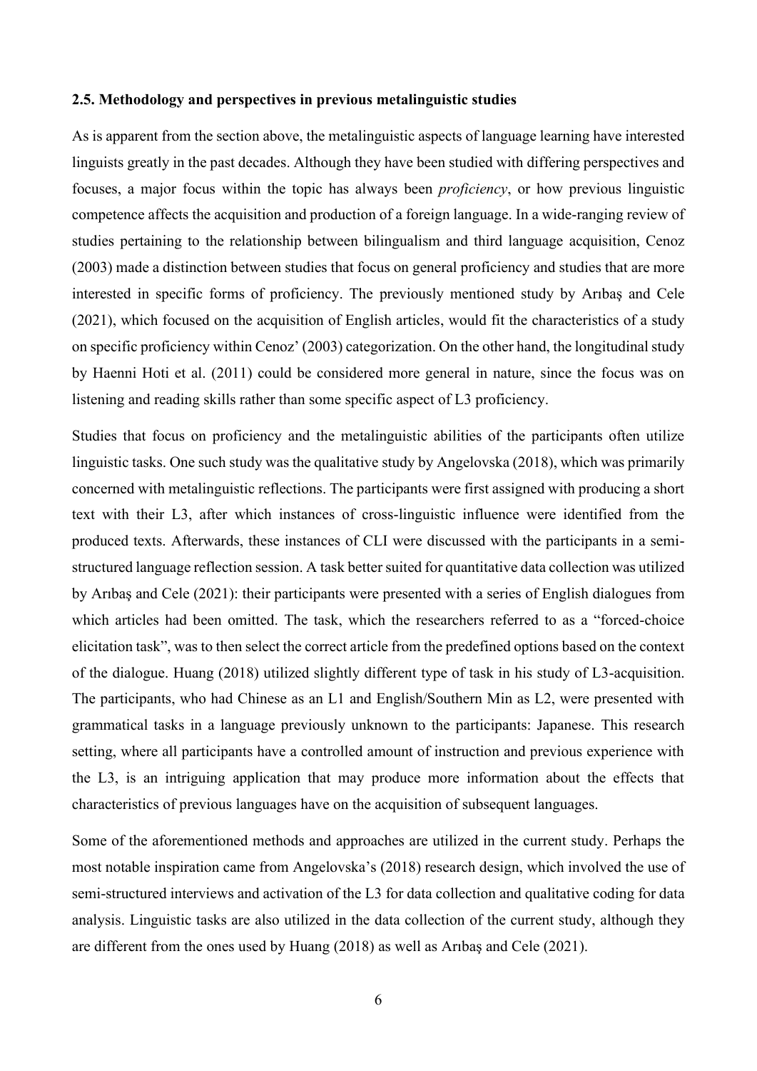### 2.5. Methodology and perspectives in previous metalinguistic studies

As is apparent from the section above, the metalinguistic aspects of language learning have interested linguists greatly in the past decades. Although they have been studied with differing perspectives and focuses, a major focus within the topic has always been *proficiency*, or how previous linguistic competence affects the acquisition and production of a foreign language. In a wide-ranging review of studies pertaining to the relationship between bilingualism and third language acquisition, Cenoz (2003) made a distinction between studies that focus on general proficiency and studies that are more interested in specific forms of proficiency. The previously mentioned study by Arıbaş and Cele (2021), which focused on the acquisition of English articles, would fit the characteristics of a study on specific proficiency within Cenoz' (2003) categorization. On the other hand, the longitudinal study by Haenni Hoti et al. (2011) could be considered more general in nature, since the focus was on listening and reading skills rather than some specific aspect of L3 proficiency.

Studies that focus on proficiency and the metalinguistic abilities of the participants often utilize linguistic tasks. One such study was the qualitative study by Angelovska (2018), which was primarily concerned with metalinguistic reflections. The participants were first assigned with producing a short text with their L3, after which instances of cross-linguistic influence were identified from the produced texts. Afterwards, these instances of CLI were discussed with the participants in a semi-structured language reflection session. A task better suited for quantitative data collection was utilized by Arıbaş and Cele (2021): their participants were presented with a series of English dialogues from which articles had been omitted. The task, which the researchers referred to as a "forced-choice elicitation task", was to then select the correct article from the predefined options based on the context of the dialogue. Huang (2018) utilized slightly different type of task in his study of L3-acquisition. The participants, who had Chinese as an L1 and English/Southern Min as L2, were presented with grammatical tasks in a language previously unknown to the participants: Japanese. This research setting, where all participants have a controlled amount of instruction and previous experience with the L3, is an intriguing application that may produce more information about the effects that characteristics of previous languages have on the acquisition of subsequent languages.

Some of the aforementioned methods and approaches are utilized in the current study. Perhaps the most notable inspiration came from Angelovska's (2018) research design, which involved the use of semi-structured interviews and activation of the L3 for data collection and qualitative coding for data analysis. Linguistic tasks are also utilized in the data collection of the current study, although they are different from the ones used by Huang (2018) as well as Arıbaş and Cele (2021).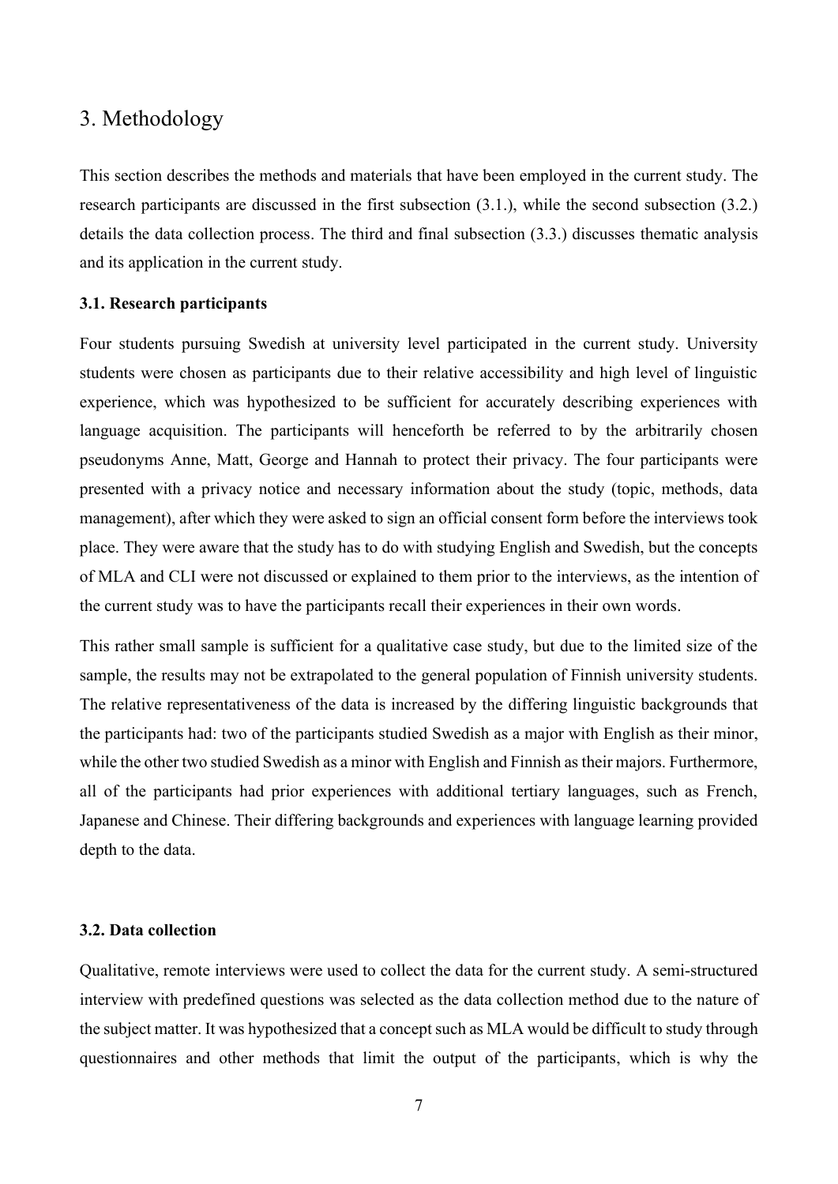# 3. Methodology

This section describes the methods and materials that have been employed in the current study. The research participants are discussed in the first subsection (3.1.), while the second subsection (3.2.) details the data collection process. The third and final subsection (3.3.) discusses thematic analysis and its application in the current study.

### 3.1. Research participants

Four students pursuing Swedish at university level participated in the current study. University students were chosen as participants due to their relative accessibility and high level of linguistic experience, which was hypothesized to be sufficient for accurately describing experiences with language acquisition. The participants will henceforth be referred to by the arbitrarily chosen pseudonyms Anne, Matt, George and Hannah to protect their privacy. The four participants were presented with a privacy notice and necessary information about the study (topic, methods, data management), after which they were asked to sign an official consent form before the interviews took place. They were aware that the study has to do with studying English and Swedish, but the concepts of MLA and CLI were not discussed or explained to them prior to the interviews, as the intention of the current study was to have the participants recall their experiences in their own words.

This rather small sample is sufficient for a qualitative case study, but due to the limited size of the sample, the results may not be extrapolated to the general population of Finnish university students. The relative representativeness of the data is increased by the differing linguistic backgrounds that the participants had: two of the participants studied Swedish as a major with English as their minor, while the other two studied Swedish as a minor with English and Finnish as their majors. Furthermore, all of the participants had prior experiences with additional tertiary languages, such as French, Japanese and Chinese. Their differing backgrounds and experiences with language learning provided depth to the data.

### 3.2. Data collection

Qualitative, remote interviews were used to collect the data for the current study. A semi-structured interview with predefined questions was selected as the data collection method due to the nature of the subject matter. It was hypothesized that a concept such as MLA would be difficult to study through questionnaires and other methods that limit the output of the participants, which is why the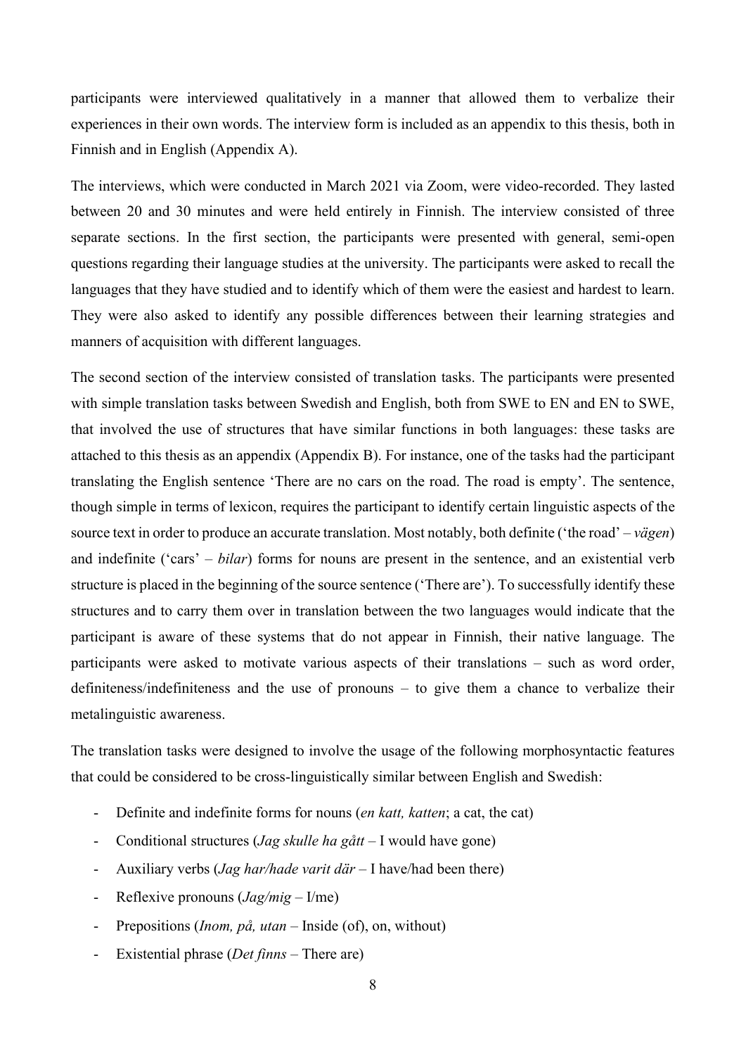participants were interviewed qualitatively in a manner that allowed them to verbalize their experiences in their own words. The interview form is included as an appendix to this thesis, both in Finnish and in English (Appendix A).

The interviews, which were conducted in March 2021 via Zoom, were video-recorded. They lasted between 20 and 30 minutes and were held entirely in Finnish. The interview consisted of three separate sections. In the first section, the participants were presented with general, semi-open questions regarding their language studies at the university. The participants were asked to recall the languages that they have studied and to identify which of them were the easiest and hardest to learn. They were also asked to identify any possible differences between their learning strategies and manners of acquisition with different languages.

The second section of the interview consisted of translation tasks. The participants were presented with simple translation tasks between Swedish and English, both from SWE to EN and EN to SWE, that involved the use of structures that have similar functions in both languages: these tasks are attached to this thesis as an appendix (Appendix B). For instance, one of the tasks had the participant translating the English sentence 'There are no cars on the road. The road is empty'. The sentence, though simple in terms of lexicon, requires the participant to identify certain linguistic aspects of the source text in order to produce an accurate translation. Most notably, both definite ('the road' – *vägen*) and indefinite ('cars' – *bilar*) forms for nouns are present in the sentence, and an existential verb structure is placed in the beginning of the source sentence ('There are'). To successfully identify these structures and to carry them over in translation between the two languages would indicate that the participant is aware of these systems that do not appear in Finnish, their native language. The participants were asked to motivate various aspects of their translations – such as word order, definiteness/indefiniteness and the use of pronouns – to give them a chance to verbalize their metalinguistic awareness.

The translation tasks were designed to involve the usage of the following morphosyntactic features that could be considered to be cross-linguistically similar between English and Swedish:

- Definite and indefinite forms for nouns (*en katt, katten*; a cat, the cat)
- Conditional structures (*Jag skulle ha gått* – I would have gone)
- Auxiliary verbs (*Jag har/hade varit där* – I have/had been there)
- Reflexive pronouns (*Jag/mig* – I/me)
- Prepositions (*Inom, på, utan* – Inside (of), on, without)
- Existential phrase (*Det finns* – There are)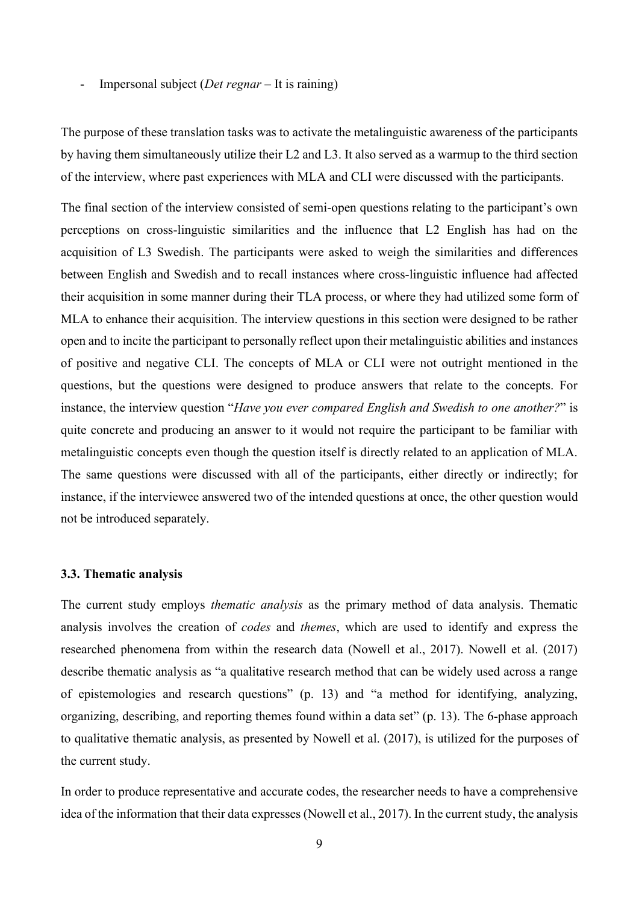- Impersonal subject (*Det regnar* – It is raining)

The purpose of these translation tasks was to activate the metalinguistic awareness of the participants by having them simultaneously utilize their L2 and L3. It also served as a warmup to the third section of the interview, where past experiences with MLA and CLI were discussed with the participants.

The final section of the interview consisted of semi-open questions relating to the participant's own perceptions on cross-linguistic similarities and the influence that L2 English has had on the acquisition of L3 Swedish. The participants were asked to weigh the similarities and differences between English and Swedish and to recall instances where cross-linguistic influence had affected their acquisition in some manner during their TLA process, or where they had utilized some form of MLA to enhance their acquisition. The interview questions in this section were designed to be rather open and to incite the participant to personally reflect upon their metalinguistic abilities and instances of positive and negative CLI. The concepts of MLA or CLI were not outright mentioned in the questions, but the questions were designed to produce answers that relate to the concepts. For instance, the interview question "*Have you ever compared English and Swedish to one another?*" is quite concrete and producing an answer to it would not require the participant to be familiar with metalinguistic concepts even though the question itself is directly related to an application of MLA. The same questions were discussed with all of the participants, either directly or indirectly; for instance, if the interviewee answered two of the intended questions at once, the other question would not be introduced separately.

### 3.3. Thematic analysis

The current study employs *thematic analysis* as the primary method of data analysis. Thematic analysis involves the creation of *codes* and *themes*, which are used to identify and express the researched phenomena from within the research data (Nowell et al., 2017). Nowell et al. (2017) describe thematic analysis as "a qualitative research method that can be widely used across a range of epistemologies and research questions" (p. 13) and "a method for identifying, analyzing, organizing, describing, and reporting themes found within a data set" (p. 13). The 6-phase approach to qualitative thematic analysis, as presented by Nowell et al. (2017), is utilized for the purposes of the current study.

In order to produce representative and accurate codes, the researcher needs to have a comprehensive idea of the information that their data expresses (Nowell et al., 2017). In the current study, the analysis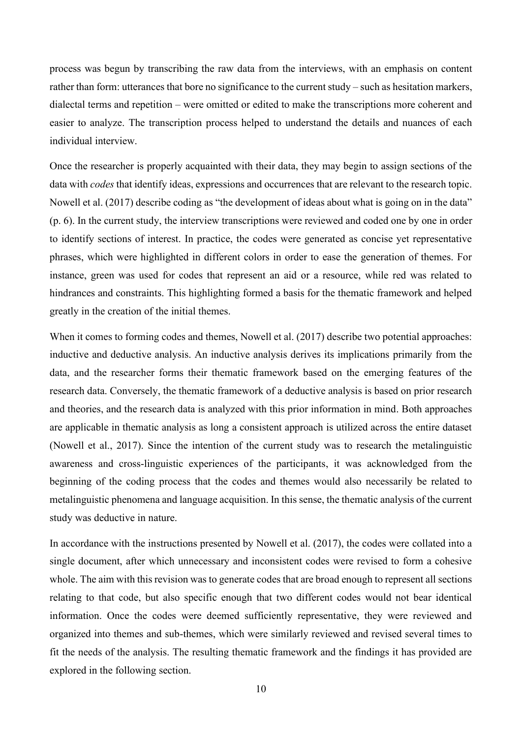process was begun by transcribing the raw data from the interviews, with an emphasis on content rather than form: utterances that bore no significance to the current study – such as hesitation markers, dialectal terms and repetition – were omitted or edited to make the transcriptions more coherent and easier to analyze. The transcription process helped to understand the details and nuances of each individual interview.

Once the researcher is properly acquainted with their data, they may begin to assign sections of the data with *codes* that identify ideas, expressions and occurrences that are relevant to the research topic. Nowell et al. (2017) describe coding as "the development of ideas about what is going on in the data" (p. 6). In the current study, the interview transcriptions were reviewed and coded one by one in order to identify sections of interest. In practice, the codes were generated as concise yet representative phrases, which were highlighted in different colors in order to ease the generation of themes. For instance, green was used for codes that represent an aid or a resource, while red was related to hindrances and constraints. This highlighting formed a basis for the thematic framework and helped greatly in the creation of the initial themes.

When it comes to forming codes and themes, Nowell et al. (2017) describe two potential approaches: inductive and deductive analysis. An inductive analysis derives its implications primarily from the data, and the researcher forms their thematic framework based on the emerging features of the research data. Conversely, the thematic framework of a deductive analysis is based on prior research and theories, and the research data is analyzed with this prior information in mind. Both approaches are applicable in thematic analysis as long a consistent approach is utilized across the entire dataset (Nowell et al., 2017). Since the intention of the current study was to research the metalinguistic awareness and cross-linguistic experiences of the participants, it was acknowledged from the beginning of the coding process that the codes and themes would also necessarily be related to metalinguistic phenomena and language acquisition. In this sense, the thematic analysis of the current study was deductive in nature.

In accordance with the instructions presented by Nowell et al. (2017), the codes were collated into a single document, after which unnecessary and inconsistent codes were revised to form a cohesive whole. The aim with this revision was to generate codes that are broad enough to represent all sections relating to that code, but also specific enough that two different codes would not bear identical information. Once the codes were deemed sufficiently representative, they were reviewed and organized into themes and sub-themes, which were similarly reviewed and revised several times to fit the needs of the analysis. The resulting thematic framework and the findings it has provided are explored in the following section.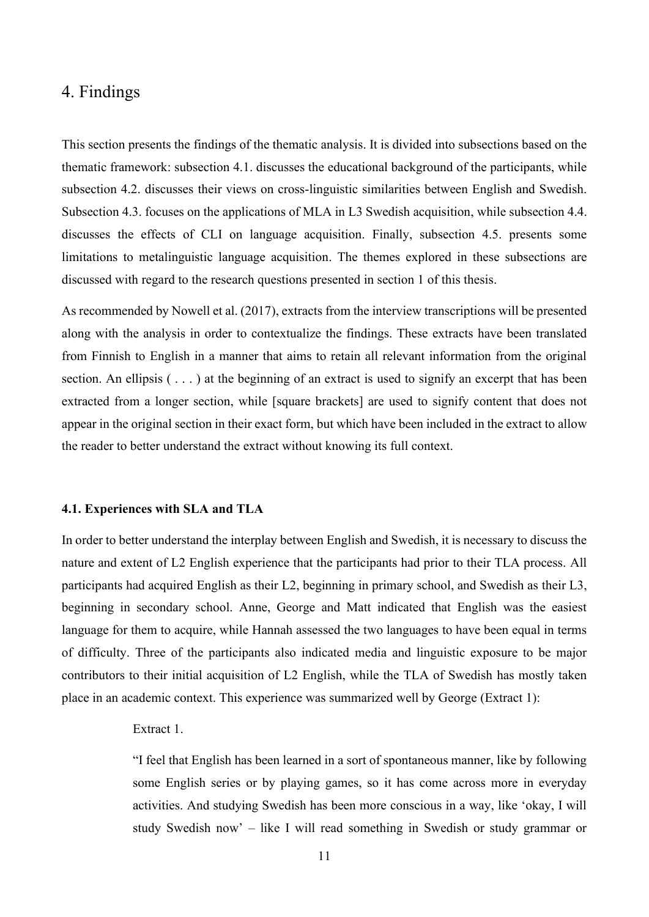# 4. Findings

This section presents the findings of the thematic analysis. It is divided into subsections based on the thematic framework: subsection 4.1. discusses the educational background of the participants, while subsection 4.2. discusses their views on cross-linguistic similarities between English and Swedish. Subsection 4.3. focuses on the applications of MLA in L3 Swedish acquisition, while subsection 4.4. discusses the effects of CLI on language acquisition. Finally, subsection 4.5. presents some limitations to metalinguistic language acquisition. The themes explored in these subsections are discussed with regard to the research questions presented in section 1 of this thesis.

As recommended by Nowell et al. (2017), extracts from the interview transcriptions will be presented along with the analysis in order to contextualize the findings. These extracts have been translated from Finnish to English in a manner that aims to retain all relevant information from the original section. An ellipsis ( . . . ) at the beginning of an extract is used to signify an excerpt that has been extracted from a longer section, while [square brackets] are used to signify content that does not appear in the original section in their exact form, but which have been included in the extract to allow the reader to better understand the extract without knowing its full context.

### 4.1. Experiences with SLA and TLA

In order to better understand the interplay between English and Swedish, it is necessary to discuss the nature and extent of L2 English experience that the participants had prior to their TLA process. All participants had acquired English as their L2, beginning in primary school, and Swedish as their L3, beginning in secondary school. Anne, George and Matt indicated that English was the easiest language for them to acquire, while Hannah assessed the two languages to have been equal in terms of difficulty. Three of the participants also indicated media and linguistic exposure to be major contributors to their initial acquisition of L2 English, while the TLA of Swedish has mostly taken place in an academic context. This experience was summarized well by George (Extract 1):

> Extract 1.
>
> "I feel that English has been learned in a sort of spontaneous manner, like by following some English series or by playing games, so it has come across more in everyday activities. And studying Swedish has been more conscious in a way, like 'okay, I will study Swedish now' – like I will read something in Swedish or study grammar or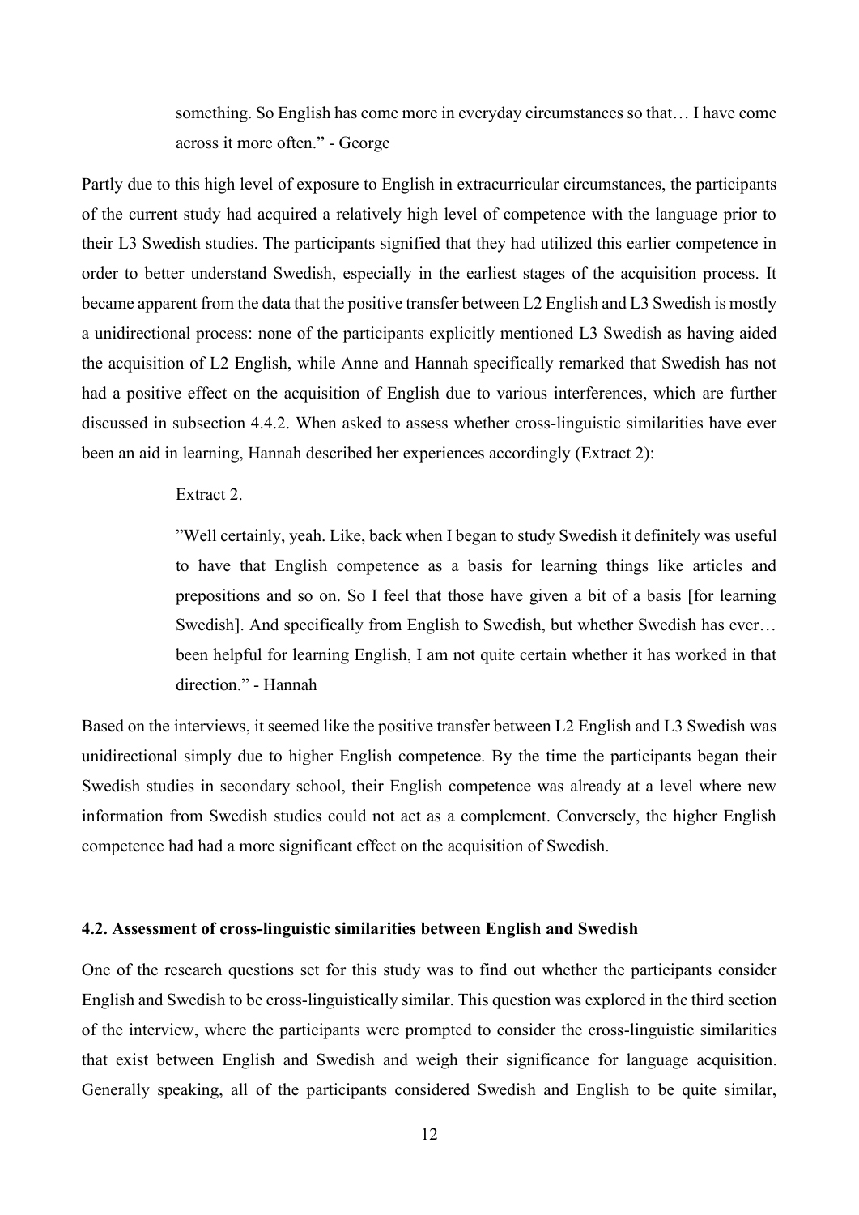> something. So English has come more in everyday circumstances so that… I have come across it more often." - George

Partly due to this high level of exposure to English in extracurricular circumstances, the participants of the current study had acquired a relatively high level of competence with the language prior to their L3 Swedish studies. The participants signified that they had utilized this earlier competence in order to better understand Swedish, especially in the earliest stages of the acquisition process. It became apparent from the data that the positive transfer between L2 English and L3 Swedish is mostly a unidirectional process: none of the participants explicitly mentioned L3 Swedish as having aided the acquisition of L2 English, while Anne and Hannah specifically remarked that Swedish has not had a positive effect on the acquisition of English due to various interferences, which are further discussed in subsection 4.4.2. When asked to assess whether cross-linguistic similarities have ever been an aid in learning, Hannah described her experiences accordingly (Extract 2):

> Extract 2.
>
> "Well certainly, yeah. Like, back when I began to study Swedish it definitely was useful to have that English competence as a basis for learning things like articles and prepositions and so on. So I feel that those have given a bit of a basis [for learning Swedish]. And specifically from English to Swedish, but whether Swedish has ever… been helpful for learning English, I am not quite certain whether it has worked in that direction." - Hannah

Based on the interviews, it seemed like the positive transfer between L2 English and L3 Swedish was unidirectional simply due to higher English competence. By the time the participants began their Swedish studies in secondary school, their English competence was already at a level where new information from Swedish studies could not act as a complement. Conversely, the higher English competence had had a more significant effect on the acquisition of Swedish.

### 4.2. Assessment of cross-linguistic similarities between English and Swedish

One of the research questions set for this study was to find out whether the participants consider English and Swedish to be cross-linguistically similar. This question was explored in the third section of the interview, where the participants were prompted to consider the cross-linguistic similarities that exist between English and Swedish and weigh their significance for language acquisition. Generally speaking, all of the participants considered Swedish and English to be quite similar,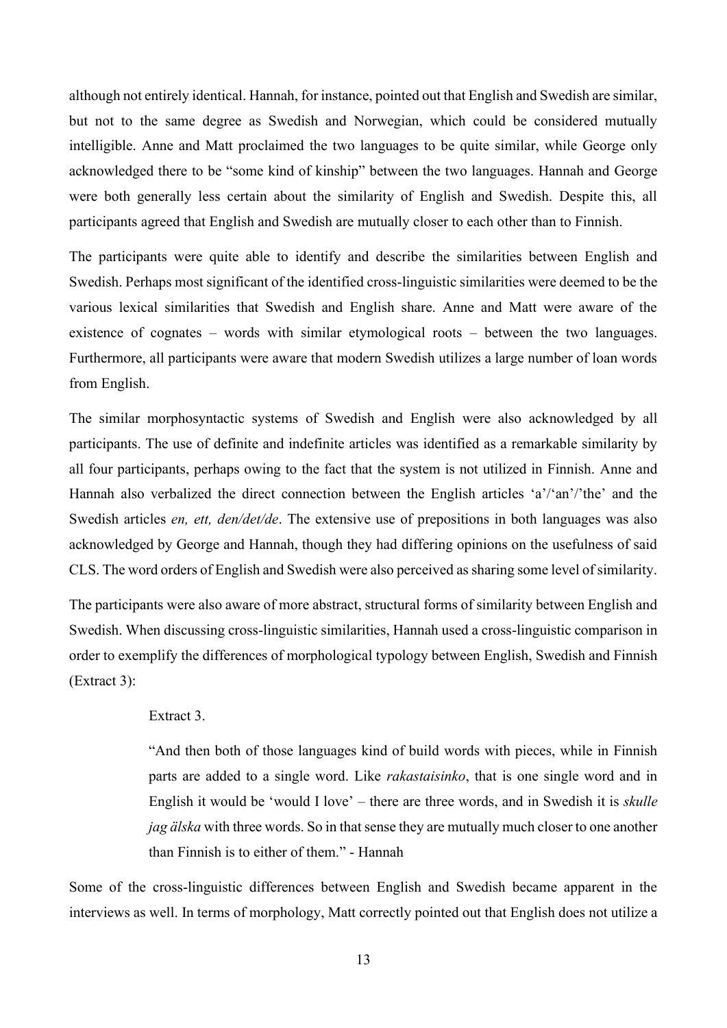although not entirely identical. Hannah, for instance, pointed out that English and Swedish are similar, but not to the same degree as Swedish and Norwegian, which could be considered mutually intelligible. Anne and Matt proclaimed the two languages to be quite similar, while George only acknowledged there to be "some kind of kinship" between the two languages. Hannah and George were both generally less certain about the similarity of English and Swedish. Despite this, all participants agreed that English and Swedish are mutually closer to each other than to Finnish.

The participants were quite able to identify and describe the similarities between English and Swedish. Perhaps most significant of the identified cross-linguistic similarities were deemed to be the various lexical similarities that Swedish and English share. Anne and Matt were aware of the existence of cognates – words with similar etymological roots – between the two languages. Furthermore, all participants were aware that modern Swedish utilizes a large number of loan words from English.

The similar morphosyntactic systems of Swedish and English were also acknowledged by all participants. The use of definite and indefinite articles was identified as a remarkable similarity by all four participants, perhaps owing to the fact that the system is not utilized in Finnish. Anne and Hannah also verbalized the direct connection between the English articles 'a'/'an'/'the' and the Swedish articles *en, ett, den/det/de*. The extensive use of prepositions in both languages was also acknowledged by George and Hannah, though they had differing opinions on the usefulness of said CLS. The word orders of English and Swedish were also perceived as sharing some level of similarity.

The participants were also aware of more abstract, structural forms of similarity between English and Swedish. When discussing cross-linguistic similarities, Hannah used a cross-linguistic comparison in order to exemplify the differences of morphological typology between English, Swedish and Finnish (Extract 3):

> Extract 3.
>
> "And then both of those languages kind of build words with pieces, while in Finnish parts are added to a single word. Like *rakastaisinko*, that is one single word and in English it would be 'would I love' – there are three words, and in Swedish it is *skulle jag älska* with three words. So in that sense they are mutually much closer to one another than Finnish is to either of them." - Hannah

Some of the cross-linguistic differences between English and Swedish became apparent in the interviews as well. In terms of morphology, Matt correctly pointed out that English does not utilize a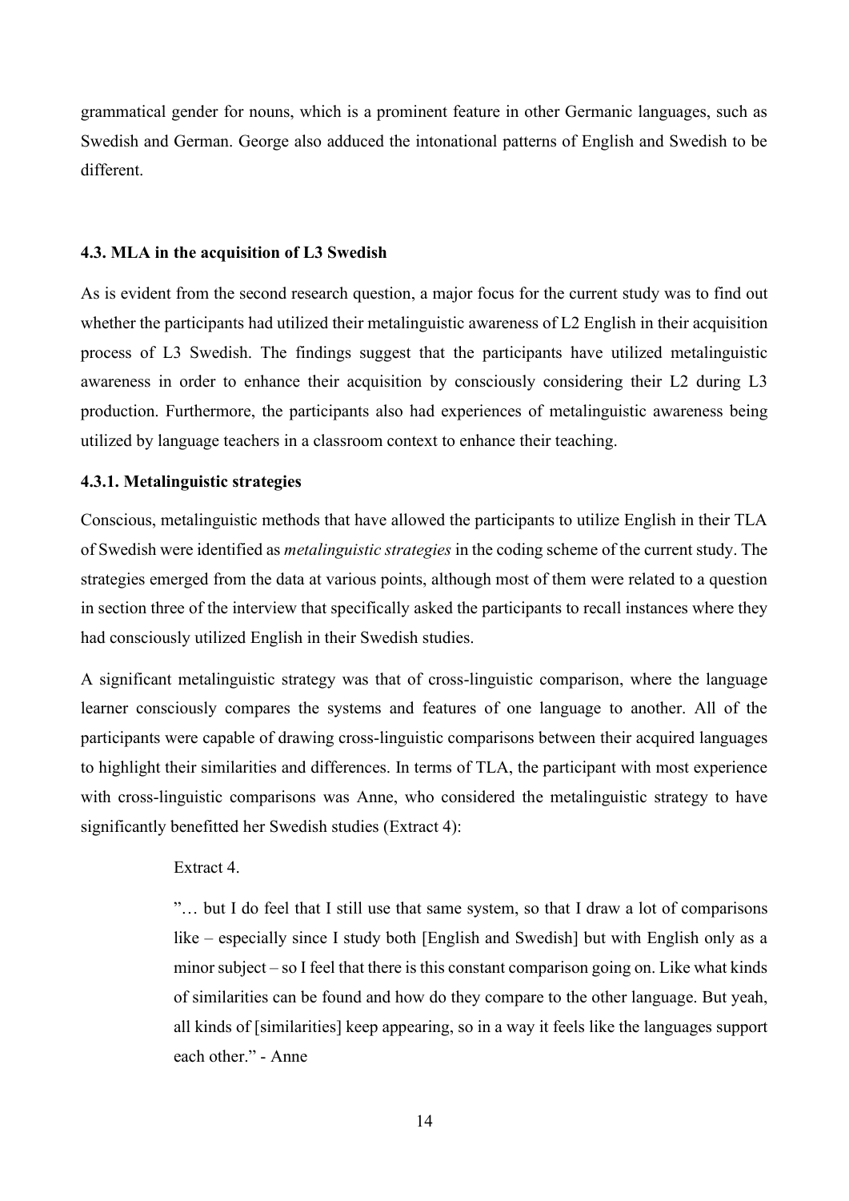grammatical gender for nouns, which is a prominent feature in other Germanic languages, such as Swedish and German. George also adduced the intonational patterns of English and Swedish to be different.

### 4.3. MLA in the acquisition of L3 Swedish

As is evident from the second research question, a major focus for the current study was to find out whether the participants had utilized their metalinguistic awareness of L2 English in their acquisition process of L3 Swedish. The findings suggest that the participants have utilized metalinguistic awareness in order to enhance their acquisition by consciously considering their L2 during L3 production. Furthermore, the participants also had experiences of metalinguistic awareness being utilized by language teachers in a classroom context to enhance their teaching.

#### 4.3.1. Metalinguistic strategies

Conscious, metalinguistic methods that have allowed the participants to utilize English in their TLA of Swedish were identified as *metalinguistic strategies* in the coding scheme of the current study. The strategies emerged from the data at various points, although most of them were related to a question in section three of the interview that specifically asked the participants to recall instances where they had consciously utilized English in their Swedish studies.

A significant metalinguistic strategy was that of cross-linguistic comparison, where the language learner consciously compares the systems and features of one language to another. All of the participants were capable of drawing cross-linguistic comparisons between their acquired languages to highlight their similarities and differences. In terms of TLA, the participant with most experience with cross-linguistic comparisons was Anne, who considered the metalinguistic strategy to have significantly benefitted her Swedish studies (Extract 4):

> Extract 4.
>
> ”… but I do feel that I still use that same system, so that I draw a lot of comparisons like – especially since I study both [English and Swedish] but with English only as a minor subject – so I feel that there is this constant comparison going on. Like what kinds of similarities can be found and how do they compare to the other language. But yeah, all kinds of [similarities] keep appearing, so in a way it feels like the languages support each other.” - Anne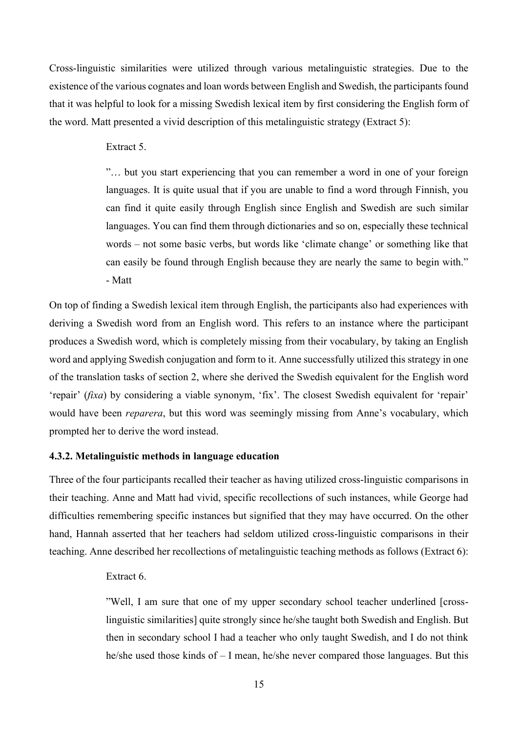Cross-linguistic similarities were utilized through various metalinguistic strategies. Due to the existence of the various cognates and loan words between English and Swedish, the participants found that it was helpful to look for a missing Swedish lexical item by first considering the English form of the word. Matt presented a vivid description of this metalinguistic strategy (Extract 5):

> Extract 5.
>
> ”… but you start experiencing that you can remember a word in one of your foreign languages. It is quite usual that if you are unable to find a word through Finnish, you can find it quite easily through English since English and Swedish are such similar languages. You can find them through dictionaries and so on, especially these technical words – not some basic verbs, but words like ‘climate change’ or something like that can easily be found through English because they are nearly the same to begin with.”
> - Matt

On top of finding a Swedish lexical item through English, the participants also had experiences with deriving a Swedish word from an English word. This refers to an instance where the participant produces a Swedish word, which is completely missing from their vocabulary, by taking an English word and applying Swedish conjugation and form to it. Anne successfully utilized this strategy in one of the translation tasks of section 2, where she derived the Swedish equivalent for the English word ‘repair’ (*fixa*) by considering a viable synonym, ‘fix’. The closest Swedish equivalent for ‘repair’ would have been *reparera*, but this word was seemingly missing from Anne’s vocabulary, which prompted her to derive the word instead.

#### 4.3.2. Metalinguistic methods in language education

Three of the four participants recalled their teacher as having utilized cross-linguistic comparisons in their teaching. Anne and Matt had vivid, specific recollections of such instances, while George had difficulties remembering specific instances but signified that they may have occurred. On the other hand, Hannah asserted that her teachers had seldom utilized cross-linguistic comparisons in their teaching. Anne described her recollections of metalinguistic teaching methods as follows (Extract 6):

> Extract 6.
>
> ”Well, I am sure that one of my upper secondary school teacher underlined [cross-linguistic similarities] quite strongly since he/she taught both Swedish and English. But then in secondary school I had a teacher who only taught Swedish, and I do not think he/she used those kinds of – I mean, he/she never compared those languages. But this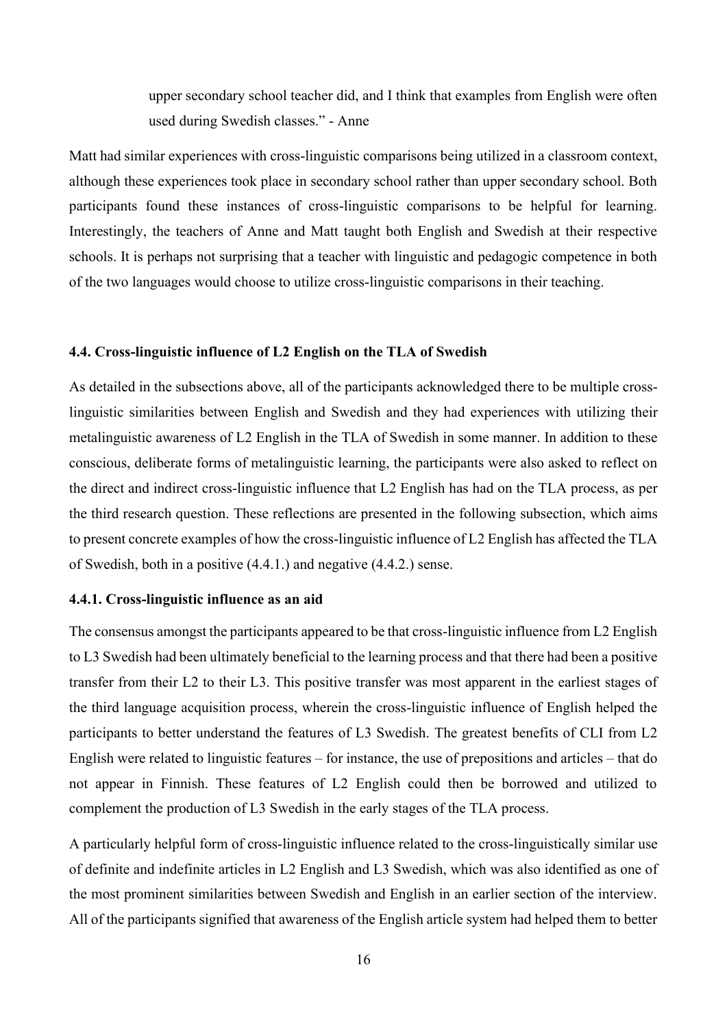> upper secondary school teacher did, and I think that examples from English were often used during Swedish classes." - Anne

Matt had similar experiences with cross-linguistic comparisons being utilized in a classroom context, although these experiences took place in secondary school rather than upper secondary school. Both participants found these instances of cross-linguistic comparisons to be helpful for learning. Interestingly, the teachers of Anne and Matt taught both English and Swedish at their respective schools. It is perhaps not surprising that a teacher with linguistic and pedagogic competence in both of the two languages would choose to utilize cross-linguistic comparisons in their teaching.

### 4.4. Cross-linguistic influence of L2 English on the TLA of Swedish

As detailed in the subsections above, all of the participants acknowledged there to be multiple cross-linguistic similarities between English and Swedish and they had experiences with utilizing their metalinguistic awareness of L2 English in the TLA of Swedish in some manner. In addition to these conscious, deliberate forms of metalinguistic learning, the participants were also asked to reflect on the direct and indirect cross-linguistic influence that L2 English has had on the TLA process, as per the third research question. These reflections are presented in the following subsection, which aims to present concrete examples of how the cross-linguistic influence of L2 English has affected the TLA of Swedish, both in a positive (4.4.1.) and negative (4.4.2.) sense.

#### 4.4.1. Cross-linguistic influence as an aid

The consensus amongst the participants appeared to be that cross-linguistic influence from L2 English to L3 Swedish had been ultimately beneficial to the learning process and that there had been a positive transfer from their L2 to their L3. This positive transfer was most apparent in the earliest stages of the third language acquisition process, wherein the cross-linguistic influence of English helped the participants to better understand the features of L3 Swedish. The greatest benefits of CLI from L2 English were related to linguistic features – for instance, the use of prepositions and articles – that do not appear in Finnish. These features of L2 English could then be borrowed and utilized to complement the production of L3 Swedish in the early stages of the TLA process.

A particularly helpful form of cross-linguistic influence related to the cross-linguistically similar use of definite and indefinite articles in L2 English and L3 Swedish, which was also identified as one of the most prominent similarities between Swedish and English in an earlier section of the interview. All of the participants signified that awareness of the English article system had helped them to better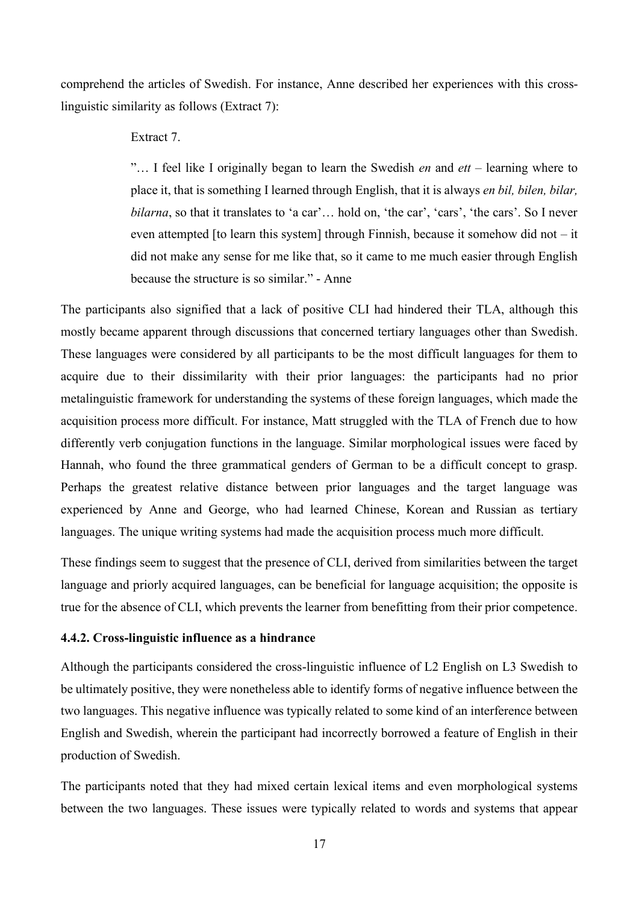comprehend the articles of Swedish. For instance, Anne described her experiences with this cross-linguistic similarity as follows (Extract 7):

> Extract 7.
>
> ”… I feel like I originally began to learn the Swedish *en* and *ett* – learning where to place it, that is something I learned through English, that it is always *en bil, bilen, bilar, bilarna*, so that it translates to ‘a car’… hold on, ‘the car’, ‘cars’, ‘the cars’. So I never even attempted [to learn this system] through Finnish, because it somehow did not – it did not make any sense for me like that, so it came to me much easier through English because the structure is so similar.” - Anne

The participants also signified that a lack of positive CLI had hindered their TLA, although this mostly became apparent through discussions that concerned tertiary languages other than Swedish. These languages were considered by all participants to be the most difficult languages for them to acquire due to their dissimilarity with their prior languages: the participants had no prior metalinguistic framework for understanding the systems of these foreign languages, which made the acquisition process more difficult. For instance, Matt struggled with the TLA of French due to how differently verb conjugation functions in the language. Similar morphological issues were faced by Hannah, who found the three grammatical genders of German to be a difficult concept to grasp. Perhaps the greatest relative distance between prior languages and the target language was experienced by Anne and George, who had learned Chinese, Korean and Russian as tertiary languages. The unique writing systems had made the acquisition process much more difficult.

These findings seem to suggest that the presence of CLI, derived from similarities between the target language and priorly acquired languages, can be beneficial for language acquisition; the opposite is true for the absence of CLI, which prevents the learner from benefitting from their prior competence.

### 4.4.2. Cross-linguistic influence as a hindrance

Although the participants considered the cross-linguistic influence of L2 English on L3 Swedish to be ultimately positive, they were nonetheless able to identify forms of negative influence between the two languages. This negative influence was typically related to some kind of an interference between English and Swedish, wherein the participant had incorrectly borrowed a feature of English in their production of Swedish.

The participants noted that they had mixed certain lexical items and even morphological systems between the two languages. These issues were typically related to words and systems that appear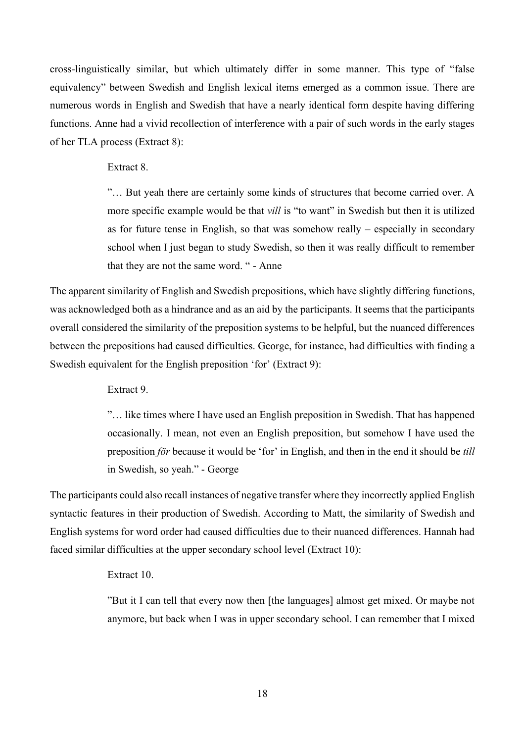cross-linguistically similar, but which ultimately differ in some manner. This type of "false equivalency" between Swedish and English lexical items emerged as a common issue. There are numerous words in English and Swedish that have a nearly identical form despite having differing functions. Anne had a vivid recollection of interference with a pair of such words in the early stages of her TLA process (Extract 8):

> Extract 8.
>
> "… But yeah there are certainly some kinds of structures that become carried over. A more specific example would be that *vill* is "to want" in Swedish but then it is utilized as for future tense in English, so that was somehow really – especially in secondary school when I just began to study Swedish, so then it was really difficult to remember that they are not the same word. " - Anne

The apparent similarity of English and Swedish prepositions, which have slightly differing functions, was acknowledged both as a hindrance and as an aid by the participants. It seems that the participants overall considered the similarity of the preposition systems to be helpful, but the nuanced differences between the prepositions had caused difficulties. George, for instance, had difficulties with finding a Swedish equivalent for the English preposition 'for' (Extract 9):

> Extract 9.
>
> "… like times where I have used an English preposition in Swedish. That has happened occasionally. I mean, not even an English preposition, but somehow I have used the preposition *för* because it would be 'for' in English, and then in the end it should be *till* in Swedish, so yeah." - George

The participants could also recall instances of negative transfer where they incorrectly applied English syntactic features in their production of Swedish. According to Matt, the similarity of Swedish and English systems for word order had caused difficulties due to their nuanced differences. Hannah had faced similar difficulties at the upper secondary school level (Extract 10):

> Extract 10.
>
> "But it I can tell that every now then [the languages] almost get mixed. Or maybe not anymore, but back when I was in upper secondary school. I can remember that I mixed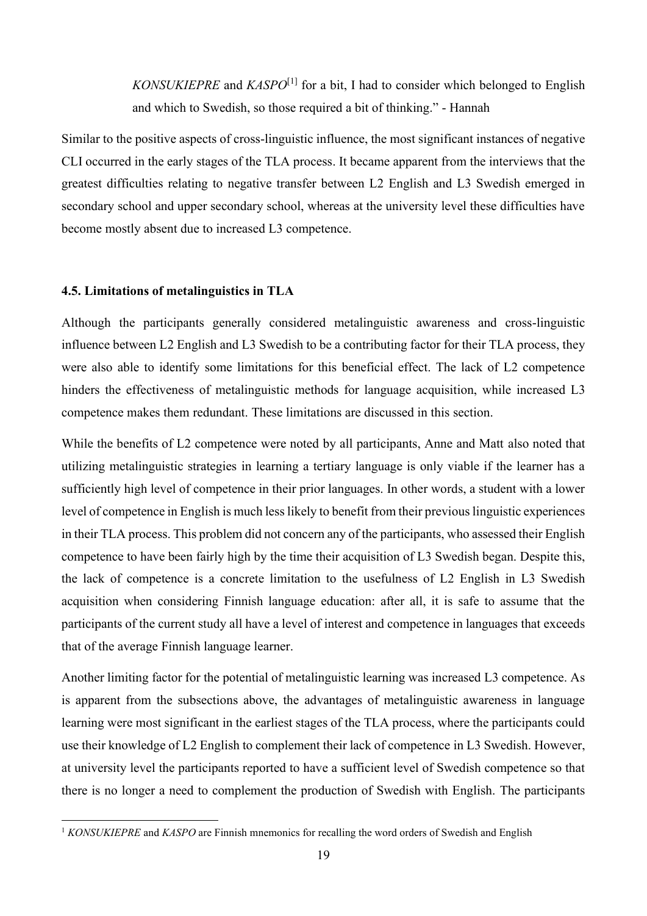> *KONSUKIEPRE* and *KASPO*[1] for a bit, I had to consider which belonged to English and which to Swedish, so those required a bit of thinking." - Hannah

Similar to the positive aspects of cross-linguistic influence, the most significant instances of negative CLI occurred in the early stages of the TLA process. It became apparent from the interviews that the greatest difficulties relating to negative transfer between L2 English and L3 Swedish emerged in secondary school and upper secondary school, whereas at the university level these difficulties have become mostly absent due to increased L3 competence.

### 4.5. Limitations of metalinguistics in TLA

Although the participants generally considered metalinguistic awareness and cross-linguistic influence between L2 English and L3 Swedish to be a contributing factor for their TLA process, they were also able to identify some limitations for this beneficial effect. The lack of L2 competence hinders the effectiveness of metalinguistic methods for language acquisition, while increased L3 competence makes them redundant. These limitations are discussed in this section.

While the benefits of L2 competence were noted by all participants, Anne and Matt also noted that utilizing metalinguistic strategies in learning a tertiary language is only viable if the learner has a sufficiently high level of competence in their prior languages. In other words, a student with a lower level of competence in English is much less likely to benefit from their previous linguistic experiences in their TLA process. This problem did not concern any of the participants, who assessed their English competence to have been fairly high by the time their acquisition of L3 Swedish began. Despite this, the lack of competence is a concrete limitation to the usefulness of L2 English in L3 Swedish acquisition when considering Finnish language education: after all, it is safe to assume that the participants of the current study all have a level of interest and competence in languages that exceeds that of the average Finnish language learner.

Another limiting factor for the potential of metalinguistic learning was increased L3 competence. As is apparent from the subsections above, the advantages of metalinguistic awareness in language learning were most significant in the earliest stages of the TLA process, where the participants could use their knowledge of L2 English to complement their lack of competence in L3 Swedish. However, at university level the participants reported to have a sufficient level of Swedish competence so that there is no longer a need to complement the production of Swedish with English. The participants

[1] *KONSUKIEPRE* and *KASPO* are Finnish mnemonics for recalling the word orders of Swedish and English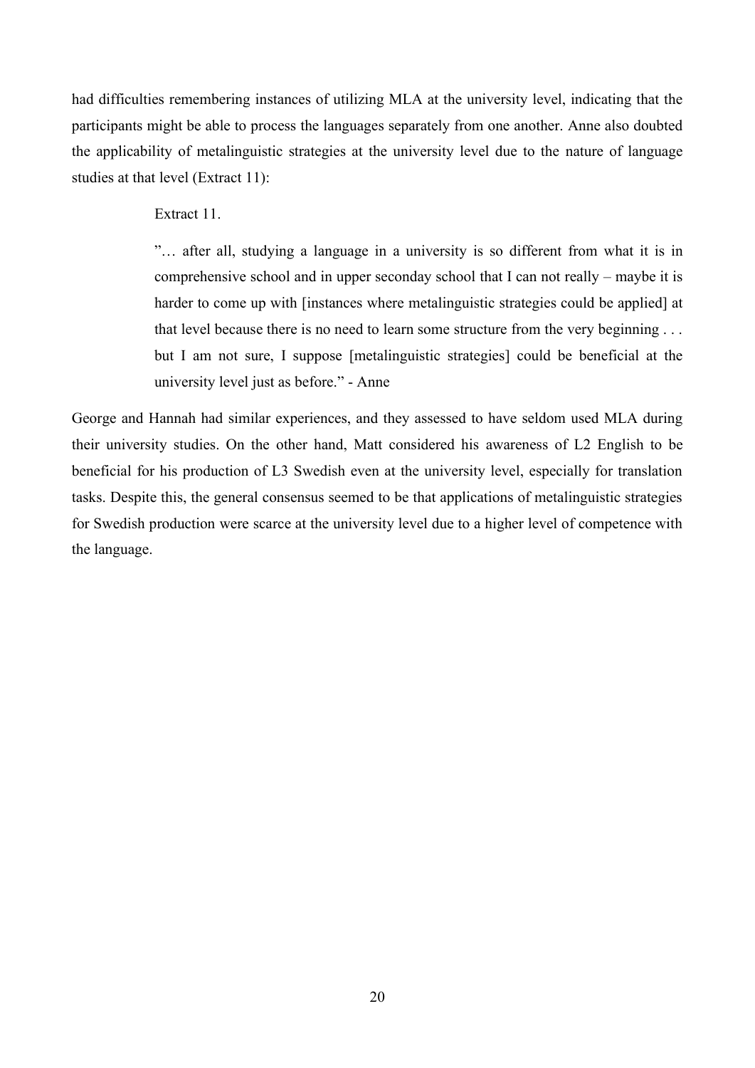had difficulties remembering instances of utilizing MLA at the university level, indicating that the participants might be able to process the languages separately from one another. Anne also doubted the applicability of metalinguistic strategies at the university level due to the nature of language studies at that level (Extract 11):

> Extract 11.
>
> ”… after all, studying a language in a university is so different from what it is in comprehensive school and in upper seconday school that I can not really – maybe it is harder to come up with [instances where metalinguistic strategies could be applied] at that level because there is no need to learn some structure from the very beginning . . . but I am not sure, I suppose [metalinguistic strategies] could be beneficial at the university level just as before.” - Anne

George and Hannah had similar experiences, and they assessed to have seldom used MLA during their university studies. On the other hand, Matt considered his awareness of L2 English to be beneficial for his production of L3 Swedish even at the university level, especially for translation tasks. Despite this, the general consensus seemed to be that applications of metalinguistic strategies for Swedish production were scarce at the university level due to a higher level of competence with the language.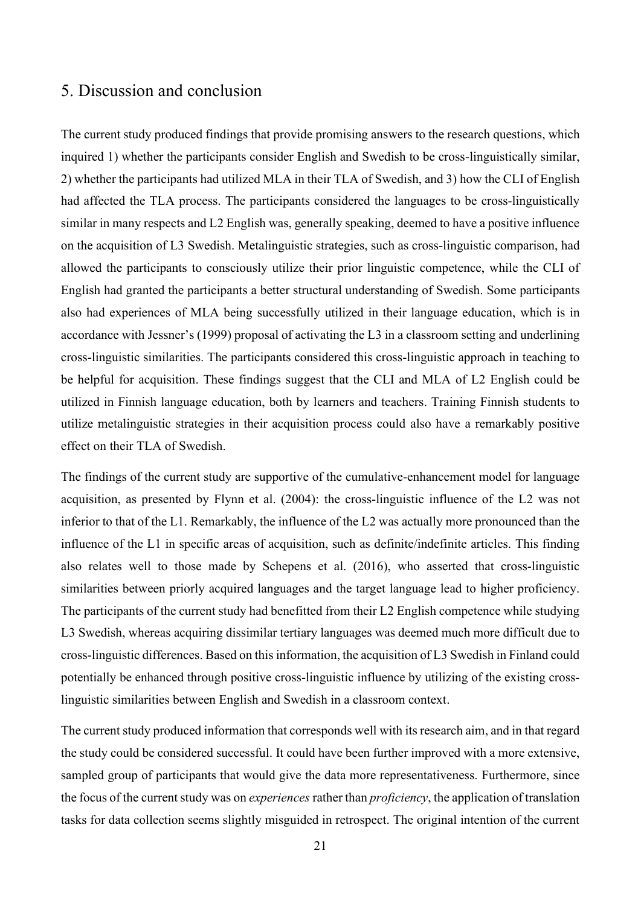# 5. Discussion and conclusion

The current study produced findings that provide promising answers to the research questions, which inquired 1) whether the participants consider English and Swedish to be cross-linguistically similar, 2) whether the participants had utilized MLA in their TLA of Swedish, and 3) how the CLI of English had affected the TLA process. The participants considered the languages to be cross-linguistically similar in many respects and L2 English was, generally speaking, deemed to have a positive influence on the acquisition of L3 Swedish. Metalinguistic strategies, such as cross-linguistic comparison, had allowed the participants to consciously utilize their prior linguistic competence, while the CLI of English had granted the participants a better structural understanding of Swedish. Some participants also had experiences of MLA being successfully utilized in their language education, which is in accordance with Jessner's (1999) proposal of activating the L3 in a classroom setting and underlining cross-linguistic similarities. The participants considered this cross-linguistic approach in teaching to be helpful for acquisition. These findings suggest that the CLI and MLA of L2 English could be utilized in Finnish language education, both by learners and teachers. Training Finnish students to utilize metalinguistic strategies in their acquisition process could also have a remarkably positive effect on their TLA of Swedish.

The findings of the current study are supportive of the cumulative-enhancement model for language acquisition, as presented by Flynn et al. (2004): the cross-linguistic influence of the L2 was not inferior to that of the L1. Remarkably, the influence of the L2 was actually more pronounced than the influence of the L1 in specific areas of acquisition, such as definite/indefinite articles. This finding also relates well to those made by Schepens et al. (2016), who asserted that cross-linguistic similarities between priorly acquired languages and the target language lead to higher proficiency. The participants of the current study had benefitted from their L2 English competence while studying L3 Swedish, whereas acquiring dissimilar tertiary languages was deemed much more difficult due to cross-linguistic differences. Based on this information, the acquisition of L3 Swedish in Finland could potentially be enhanced through positive cross-linguistic influence by utilizing of the existing cross-linguistic similarities between English and Swedish in a classroom context.

The current study produced information that corresponds well with its research aim, and in that regard the study could be considered successful. It could have been further improved with a more extensive, sampled group of participants that would give the data more representativeness. Furthermore, since the focus of the current study was on *experiences* rather than *proficiency*, the application of translation tasks for data collection seems slightly misguided in retrospect. The original intention of the current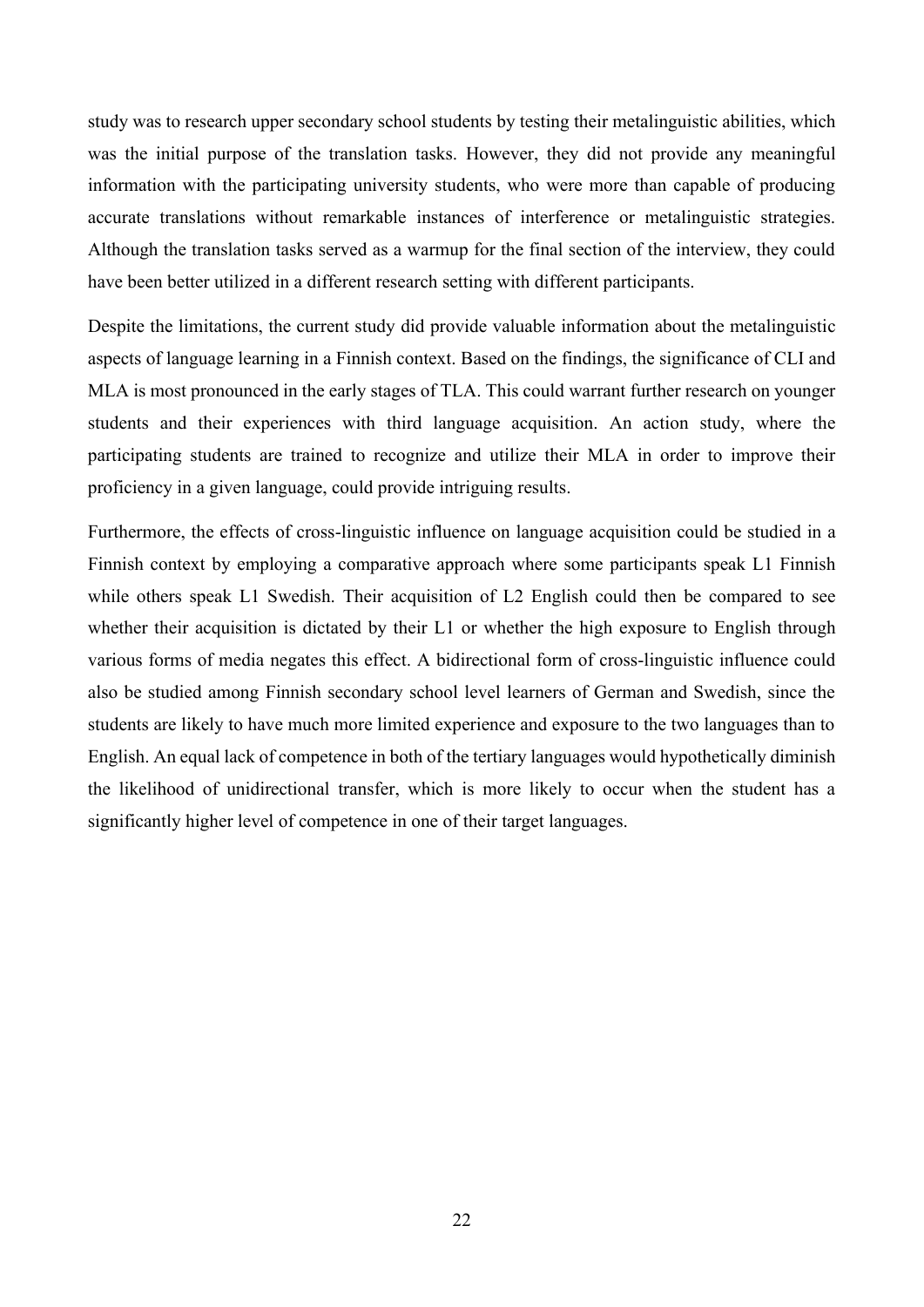study was to research upper secondary school students by testing their metalinguistic abilities, which was the initial purpose of the translation tasks. However, they did not provide any meaningful information with the participating university students, who were more than capable of producing accurate translations without remarkable instances of interference or metalinguistic strategies. Although the translation tasks served as a warmup for the final section of the interview, they could have been better utilized in a different research setting with different participants.

Despite the limitations, the current study did provide valuable information about the metalinguistic aspects of language learning in a Finnish context. Based on the findings, the significance of CLI and MLA is most pronounced in the early stages of TLA. This could warrant further research on younger students and their experiences with third language acquisition. An action study, where the participating students are trained to recognize and utilize their MLA in order to improve their proficiency in a given language, could provide intriguing results.

Furthermore, the effects of cross-linguistic influence on language acquisition could be studied in a Finnish context by employing a comparative approach where some participants speak L1 Finnish while others speak L1 Swedish. Their acquisition of L2 English could then be compared to see whether their acquisition is dictated by their L1 or whether the high exposure to English through various forms of media negates this effect. A bidirectional form of cross-linguistic influence could also be studied among Finnish secondary school level learners of German and Swedish, since the students are likely to have much more limited experience and exposure to the two languages than to English. An equal lack of competence in both of the tertiary languages would hypothetically diminish the likelihood of unidirectional transfer, which is more likely to occur when the student has a significantly higher level of competence in one of their target languages.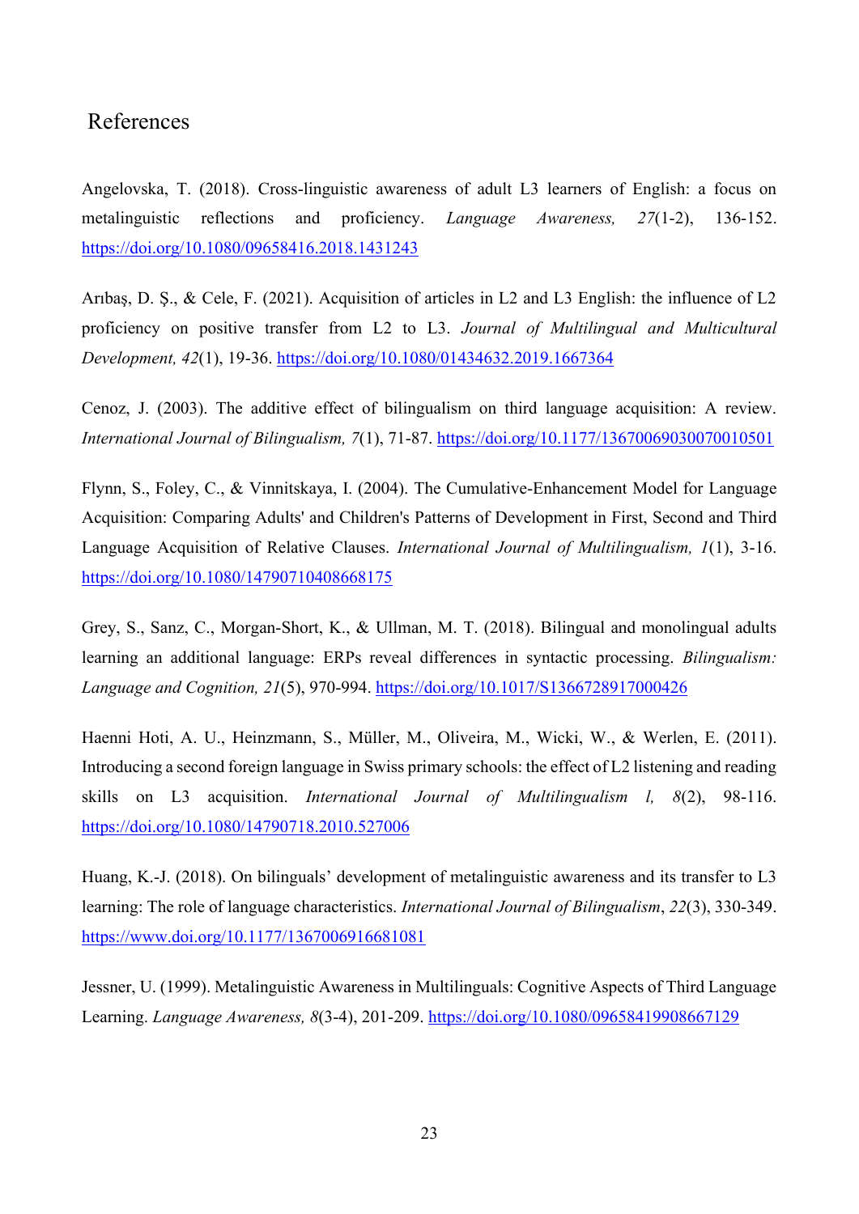# References

Angelovska, T. (2018). Cross-linguistic awareness of adult L3 learners of English: a focus on metalinguistic reflections and proficiency. *Language Awareness, 27*(1-2), 136-152. https://doi.org/10.1080/09658416.2018.1431243

Arıbaş, D. Ş., & Cele, F. (2021). Acquisition of articles in L2 and L3 English: the influence of L2 proficiency on positive transfer from L2 to L3. *Journal of Multilingual and Multicultural Development, 42*(1), 19-36. https://doi.org/10.1080/01434632.2019.1667364

Cenoz, J. (2003). The additive effect of bilingualism on third language acquisition: A review. *International Journal of Bilingualism, 7*(1), 71-87. https://doi.org/10.1177/13670069030070010501

Flynn, S., Foley, C., & Vinnitskaya, I. (2004). The Cumulative-Enhancement Model for Language Acquisition: Comparing Adults' and Children's Patterns of Development in First, Second and Third Language Acquisition of Relative Clauses. *International Journal of Multilingualism, 1*(1), 3-16. https://doi.org/10.1080/14790710408668175

Grey, S., Sanz, C., Morgan-Short, K., & Ullman, M. T. (2018). Bilingual and monolingual adults learning an additional language: ERPs reveal differences in syntactic processing. *Bilingualism: Language and Cognition, 21*(5), 970-994. https://doi.org/10.1017/S1366728917000426

Haenni Hoti, A. U., Heinzmann, S., Müller, M., Oliveira, M., Wicki, W., & Werlen, E. (2011). Introducing a second foreign language in Swiss primary schools: the effect of L2 listening and reading skills on L3 acquisition. *International Journal of Multilingualism l, 8*(2), 98-116. https://doi.org/10.1080/14790718.2010.527006

Huang, K.-J. (2018). On bilinguals' development of metalinguistic awareness and its transfer to L3 learning: The role of language characteristics. *International Journal of Bilingualism*, *22*(3), 330-349. https://www.doi.org/10.1177/1367006916681081

Jessner, U. (1999). Metalinguistic Awareness in Multilinguals: Cognitive Aspects of Third Language Learning. *Language Awareness, 8*(3-4), 201-209. https://doi.org/10.1080/09658419908667129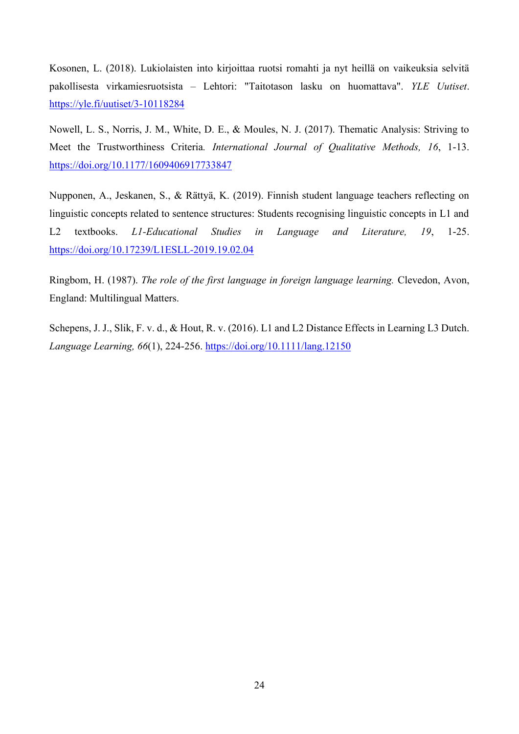Kosonen, L. (2018). Lukiolaisten into kirjoittaa ruotsi romahti ja nyt heillä on vaikeuksia selvitä pakollisesta virkamiesruotsista – Lehtori: "Taitotason lasku on huomattava". *YLE Uutiset*. https://yle.fi/uutiset/3-10118284

Nowell, L. S., Norris, J. M., White, D. E., & Moules, N. J. (2017). Thematic Analysis: Striving to Meet the Trustworthiness Criteria. *International Journal of Qualitative Methods, 16*, 1-13. https://doi.org/10.1177/1609406917733847

Nupponen, A., Jeskanen, S., & Rättyä, K. (2019). Finnish student language teachers reflecting on linguistic concepts related to sentence structures: Students recognising linguistic concepts in L1 and L2 textbooks. *L1-Educational Studies in Language and Literature, 19*, 1-25. https://doi.org/10.17239/L1ESLL-2019.19.02.04

Ringbom, H. (1987). *The role of the first language in foreign language learning.* Clevedon, Avon, England: Multilingual Matters.

Schepens, J. J., Slik, F. v. d., & Hout, R. v. (2016). L1 and L2 Distance Effects in Learning L3 Dutch. *Language Learning, 66*(1), 224-256. https://doi.org/10.1111/lang.12150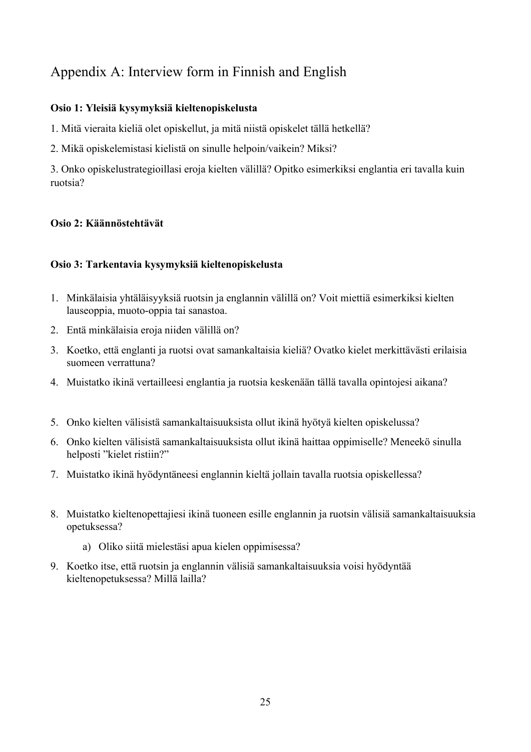# Appendix A: Interview form in Finnish and English

**Osio 1: Yleisiä kysymyksiä kieltenopiskelusta**

1. Mitä vieraita kieliä olet opiskellut, ja mitä niistä opiskelet tällä hetkellä?

2. Mikä opiskelemistasi kielistä on sinulle helpoin/vaikein? Miksi?

3. Onko opiskelustrategioillasi eroja kielten välillä? Opitko esimerkiksi englantia eri tavalla kuin ruotsia?

**Osio 2: Käännöstehtävät**

**Osio 3: Tarkentavia kysymyksiä kieltenopiskelusta**

1. Minkälaisia yhtäläisyyksiä ruotsin ja englannin välillä on? Voit miettiä esimerkiksi kielten lauseoppia, muoto-oppia tai sanastoa.
2. Entä minkälaisia eroja niiden välillä on?
3. Koetko, että englanti ja ruotsi ovat samankaltaisia kieliä? Ovatko kielet merkittävästi erilaisia suomeen verrattuna?
4. Muistatko ikinä vertailleesi englantia ja ruotsia keskenään tällä tavalla opintojesi aikana?
5. Onko kielten välisistä samankaltaisuuksista ollut ikinä hyötyä kielten opiskelussa?
6. Onko kielten välisistä samankaltaisuuksista ollut ikinä haittaa oppimiselle? Meneekö sinulla helposti ”kielet ristiin?”
7. Muistatko ikinä hyödyntäneesi englannin kieltä jollain tavalla ruotsia opiskellessa?
8. Muistatko kieltenopettajiesi ikinä tuoneen esille englannin ja ruotsin välisiä samankaltaisuuksia opetuksessa?
    a) Oliko siitä mielestäsi apua kielen oppimisessa?
9. Koetko itse, että ruotsin ja englannin välisiä samankaltaisuuksia voisi hyödyntää kieltenopetuksessa? Millä lailla?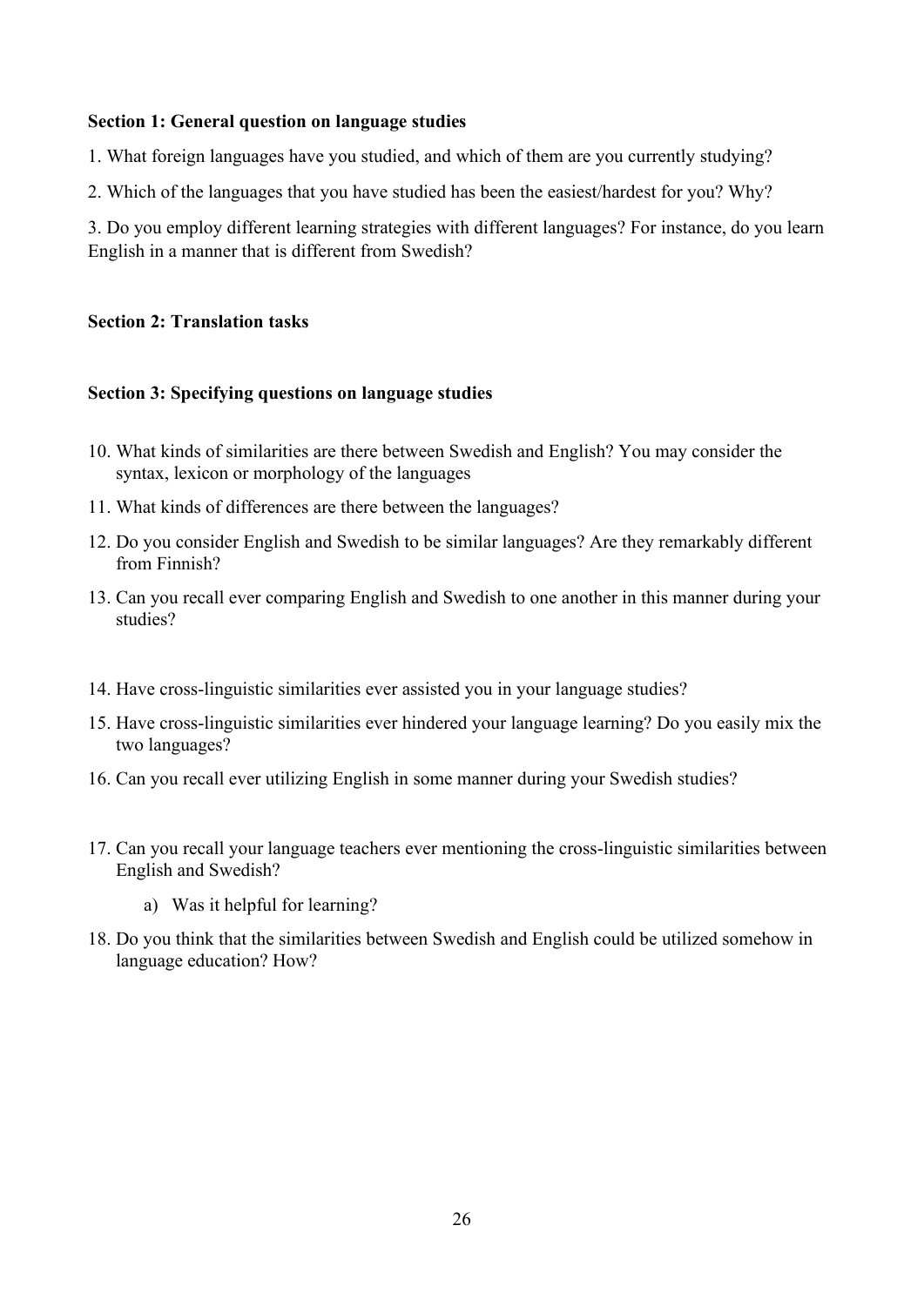**Section 1: General question on language studies**

1. What foreign languages have you studied, and which of them are you currently studying?

2. Which of the languages that you have studied has been the easiest/hardest for you? Why?

3. Do you employ different learning strategies with different languages? For instance, do you learn English in a manner that is different from Swedish?

**Section 2: Translation tasks**

**Section 3: Specifying questions on language studies**

10. What kinds of similarities are there between Swedish and English? You may consider the syntax, lexicon or morphology of the languages
11. What kinds of differences are there between the languages?
12. Do you consider English and Swedish to be similar languages? Are they remarkably different from Finnish?
13. Can you recall ever comparing English and Swedish to one another in this manner during your studies?

14. Have cross-linguistic similarities ever assisted you in your language studies?
15. Have cross-linguistic similarities ever hindered your language learning? Do you easily mix the two languages?
16. Can you recall ever utilizing English in some manner during your Swedish studies?

17. Can you recall your language teachers ever mentioning the cross-linguistic similarities between English and Swedish?
    a) Was it helpful for learning?
18. Do you think that the similarities between Swedish and English could be utilized somehow in language education? How?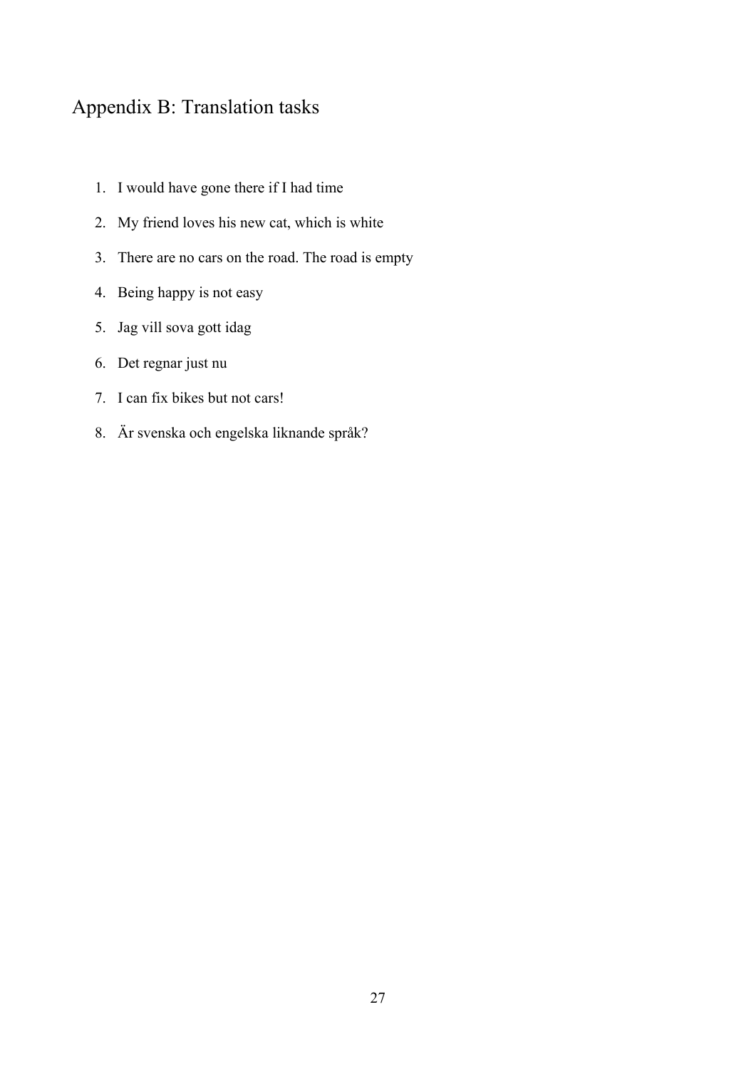## Appendix B: Translation tasks

1. I would have gone there if I had time
2. My friend loves his new cat, which is white
3. There are no cars on the road. The road is empty
4. Being happy is not easy
5. Jag vill sova gott idag
6. Det regnar just nu
7. I can fix bikes but not cars!
8. Är svenska och engelska liknande språk?